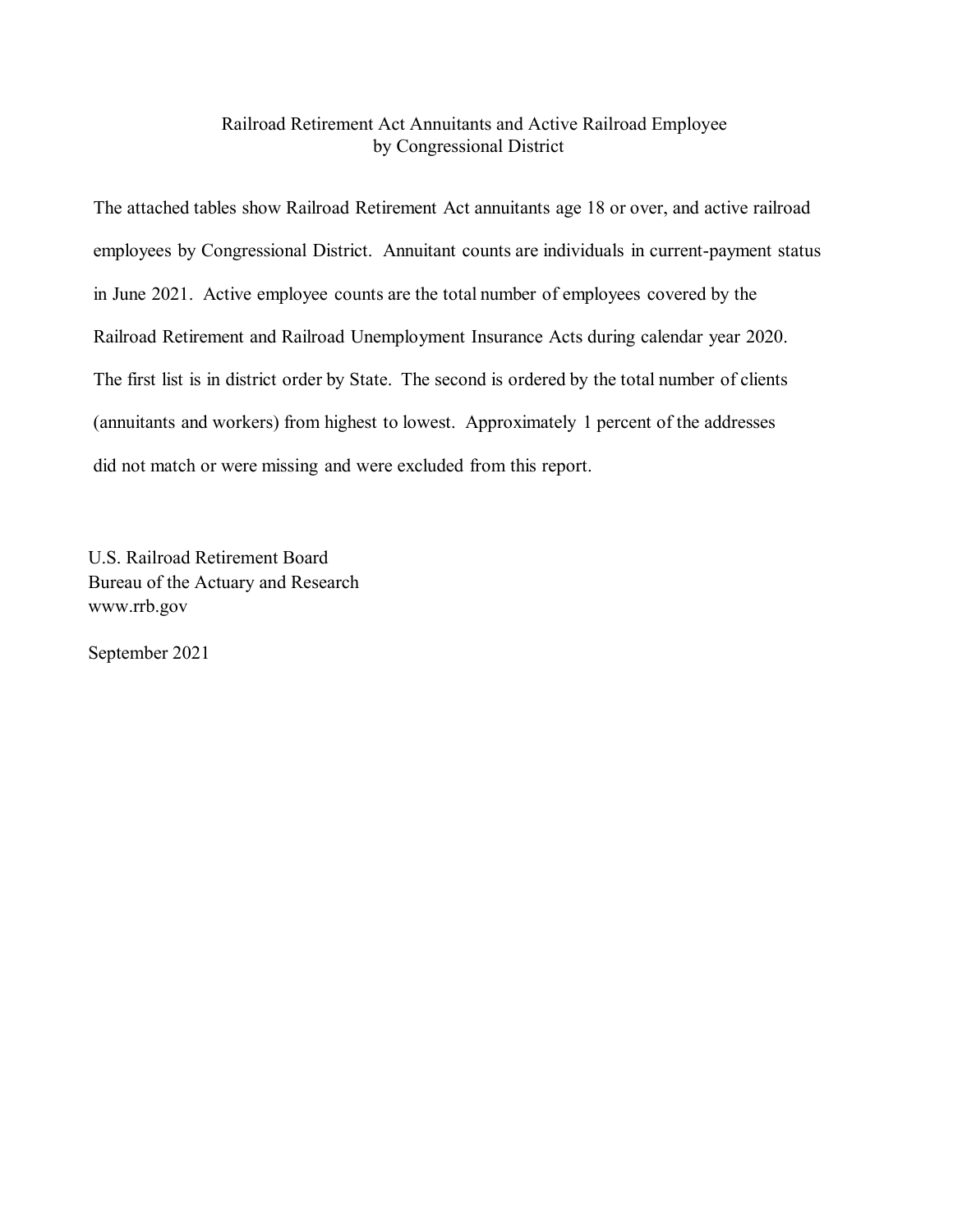# Railroad Retirement Act Annuitants and Active Railroad Employee by Congressional District

The attached tables show Railroad Retirement Act annuitants age 18 or over, and active railroad employees by Congressional District. Annuitant counts are individuals in current-payment status in June 2021. Active employee counts are the total number of employees covered by the Railroad Retirement and Railroad Unemployment Insurance Acts during calendar year 2020. The first list is in district order by State. The second is ordered by the total number of clients (annuitants and workers) from highest to lowest. Approximately 1 percent of the addresses did not match or were missing and were excluded from this report.

U.S. Railroad Retirement Board
Bureau of the Actuary and Research
www.rrb.gov

September 2021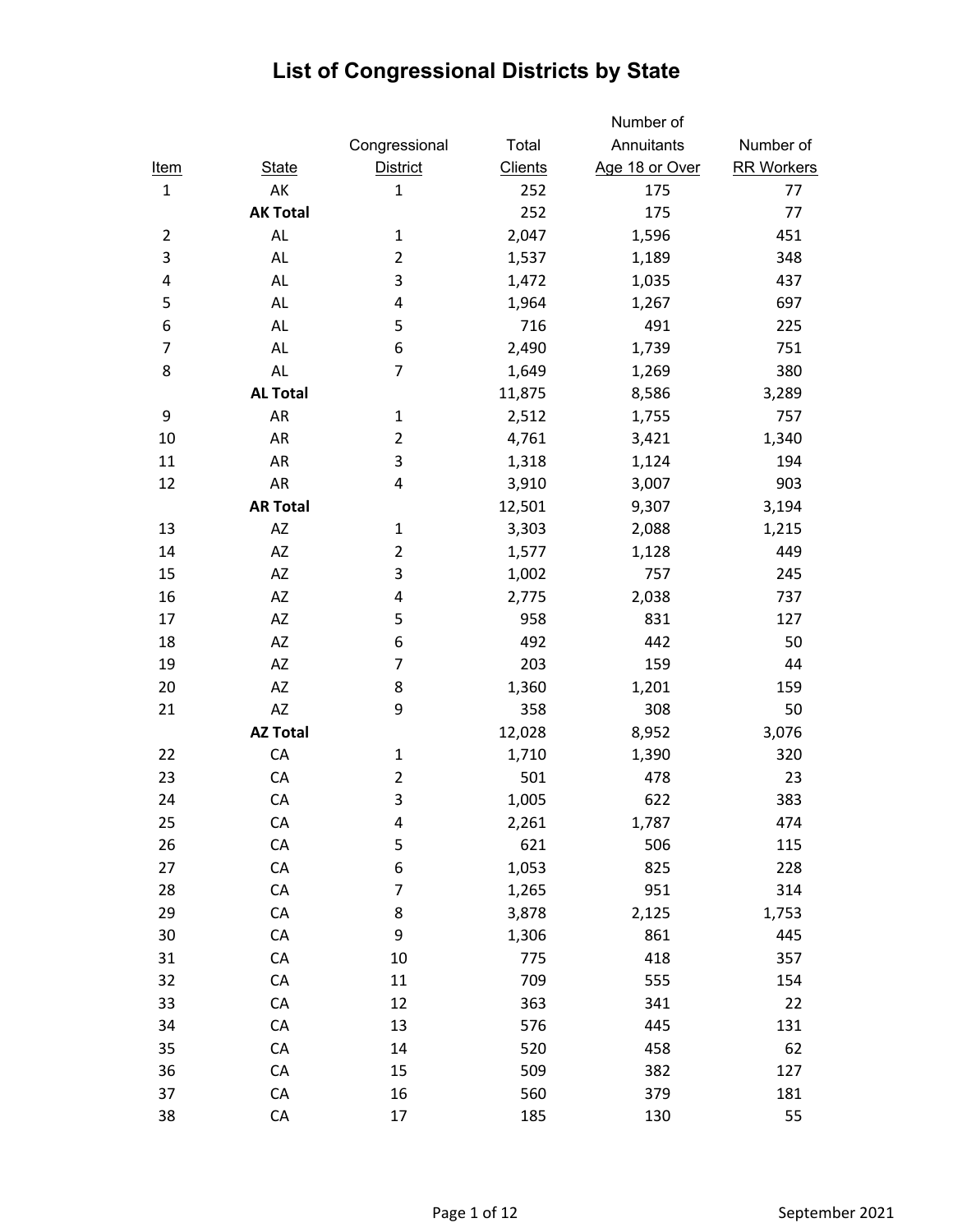# List of Congressional Districts by State

| Item | State | Congressional District | Total Clients | Number of Annuitants Age 18 or Over | Number of RR Workers |
|---|---|---|---|---|---|
| 1 | AK | 1 | 252 | 175 | 77 |
| | **AK Total** | | 252 | 175 | 77 |
| 2 | AL | 1 | 2,047 | 1,596 | 451 |
| 3 | AL | 2 | 1,537 | 1,189 | 348 |
| 4 | AL | 3 | 1,472 | 1,035 | 437 |
| 5 | AL | 4 | 1,964 | 1,267 | 697 |
| 6 | AL | 5 | 716 | 491 | 225 |
| 7 | AL | 6 | 2,490 | 1,739 | 751 |
| 8 | AL | 7 | 1,649 | 1,269 | 380 |
| | **AL Total** | | 11,875 | 8,586 | 3,289 |
| 9 | AR | 1 | 2,512 | 1,755 | 757 |
| 10 | AR | 2 | 4,761 | 3,421 | 1,340 |
| 11 | AR | 3 | 1,318 | 1,124 | 194 |
| 12 | AR | 4 | 3,910 | 3,007 | 903 |
| | **AR Total** | | 12,501 | 9,307 | 3,194 |
| 13 | AZ | 1 | 3,303 | 2,088 | 1,215 |
| 14 | AZ | 2 | 1,577 | 1,128 | 449 |
| 15 | AZ | 3 | 1,002 | 757 | 245 |
| 16 | AZ | 4 | 2,775 | 2,038 | 737 |
| 17 | AZ | 5 | 958 | 831 | 127 |
| 18 | AZ | 6 | 492 | 442 | 50 |
| 19 | AZ | 7 | 203 | 159 | 44 |
| 20 | AZ | 8 | 1,360 | 1,201 | 159 |
| 21 | AZ | 9 | 358 | 308 | 50 |
| | **AZ Total** | | 12,028 | 8,952 | 3,076 |
| 22 | CA | 1 | 1,710 | 1,390 | 320 |
| 23 | CA | 2 | 501 | 478 | 23 |
| 24 | CA | 3 | 1,005 | 622 | 383 |
| 25 | CA | 4 | 2,261 | 1,787 | 474 |
| 26 | CA | 5 | 621 | 506 | 115 |
| 27 | CA | 6 | 1,053 | 825 | 228 |
| 28 | CA | 7 | 1,265 | 951 | 314 |
| 29 | CA | 8 | 3,878 | 2,125 | 1,753 |
| 30 | CA | 9 | 1,306 | 861 | 445 |
| 31 | CA | 10 | 775 | 418 | 357 |
| 32 | CA | 11 | 709 | 555 | 154 |
| 33 | CA | 12 | 363 | 341 | 22 |
| 34 | CA | 13 | 576 | 445 | 131 |
| 35 | CA | 14 | 520 | 458 | 62 |
| 36 | CA | 15 | 509 | 382 | 127 |
| 37 | CA | 16 | 560 | 379 | 181 |
| 38 | CA | 17 | 185 | 130 | 55 |

September 2021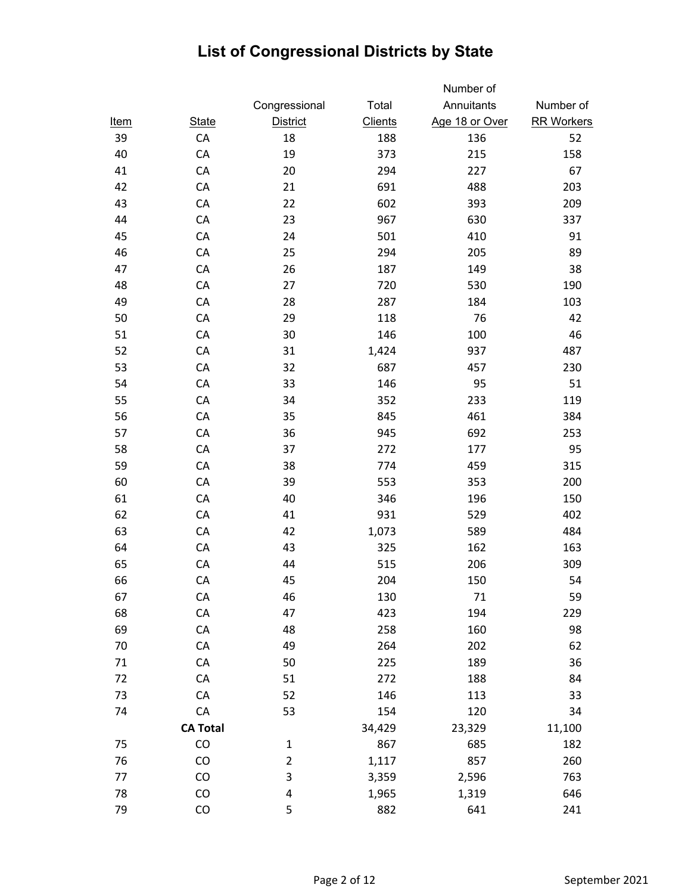# List of Congressional Districts by State

| Item | State | Congressional District | Total Clients | Number of Annuitants Age 18 or Over | Number of RR Workers |
|---|---|---|---|---|---|
| 39 | CA | 18 | 188 | 136 | 52 |
| 40 | CA | 19 | 373 | 215 | 158 |
| 41 | CA | 20 | 294 | 227 | 67 |
| 42 | CA | 21 | 691 | 488 | 203 |
| 43 | CA | 22 | 602 | 393 | 209 |
| 44 | CA | 23 | 967 | 630 | 337 |
| 45 | CA | 24 | 501 | 410 | 91 |
| 46 | CA | 25 | 294 | 205 | 89 |
| 47 | CA | 26 | 187 | 149 | 38 |
| 48 | CA | 27 | 720 | 530 | 190 |
| 49 | CA | 28 | 287 | 184 | 103 |
| 50 | CA | 29 | 118 | 76 | 42 |
| 51 | CA | 30 | 146 | 100 | 46 |
| 52 | CA | 31 | 1,424 | 937 | 487 |
| 53 | CA | 32 | 687 | 457 | 230 |
| 54 | CA | 33 | 146 | 95 | 51 |
| 55 | CA | 34 | 352 | 233 | 119 |
| 56 | CA | 35 | 845 | 461 | 384 |
| 57 | CA | 36 | 945 | 692 | 253 |
| 58 | CA | 37 | 272 | 177 | 95 |
| 59 | CA | 38 | 774 | 459 | 315 |
| 60 | CA | 39 | 553 | 353 | 200 |
| 61 | CA | 40 | 346 | 196 | 150 |
| 62 | CA | 41 | 931 | 529 | 402 |
| 63 | CA | 42 | 1,073 | 589 | 484 |
| 64 | CA | 43 | 325 | 162 | 163 |
| 65 | CA | 44 | 515 | 206 | 309 |
| 66 | CA | 45 | 204 | 150 | 54 |
| 67 | CA | 46 | 130 | 71 | 59 |
| 68 | CA | 47 | 423 | 194 | 229 |
| 69 | CA | 48 | 258 | 160 | 98 |
| 70 | CA | 49 | 264 | 202 | 62 |
| 71 | CA | 50 | 225 | 189 | 36 |
| 72 | CA | 51 | 272 | 188 | 84 |
| 73 | CA | 52 | 146 | 113 | 33 |
| 74 | CA | 53 | 154 | 120 | 34 |
| | **CA Total** | | 34,429 | 23,329 | 11,100 |
| 75 | CO | 1 | 867 | 685 | 182 |
| 76 | CO | 2 | 1,117 | 857 | 260 |
| 77 | CO | 3 | 3,359 | 2,596 | 763 |
| 78 | CO | 4 | 1,965 | 1,319 | 646 |
| 79 | CO | 5 | 882 | 641 | 241 |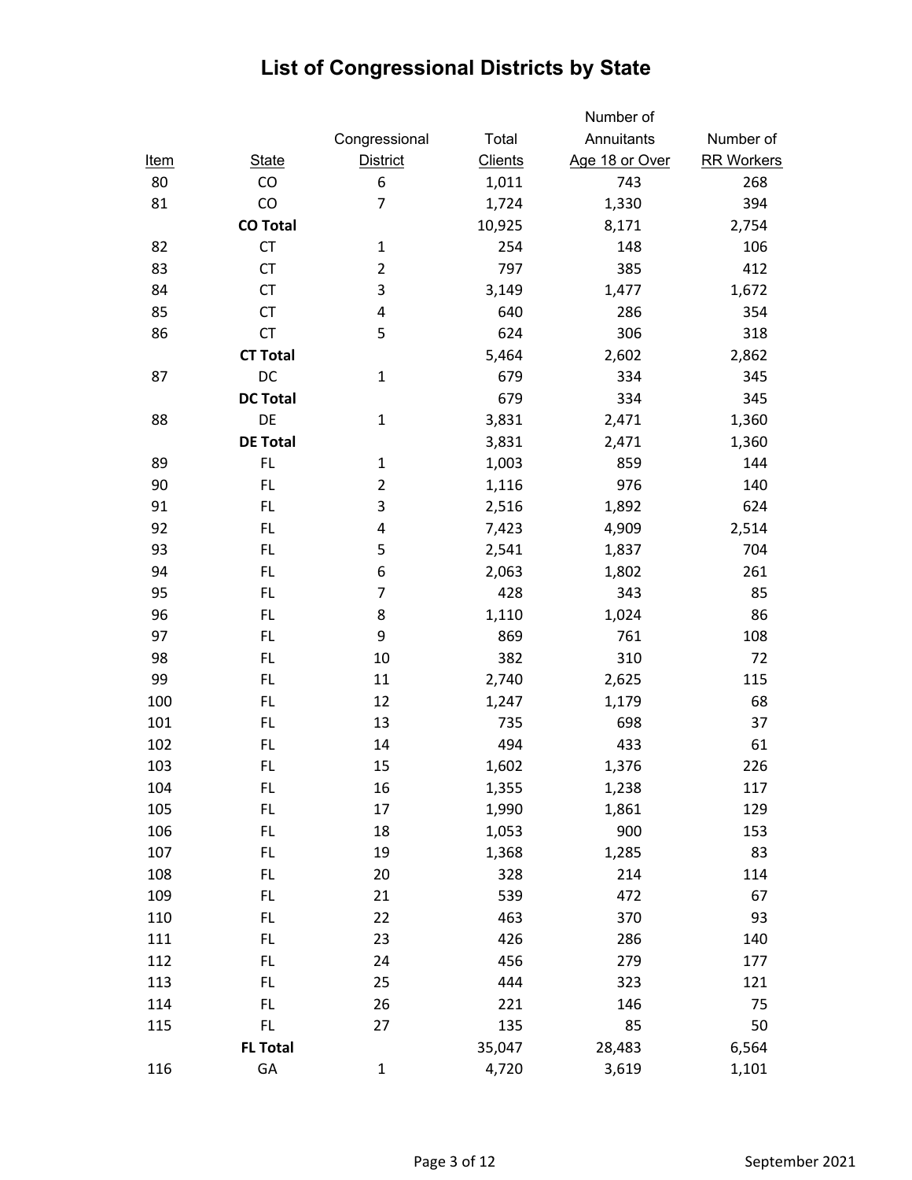# List of Congressional Districts by State

| Item | State | Congressional District | Total Clients | Number of Annuitants Age 18 or Over | Number of RR Workers |
|---|---|---|---|---|---|
| 80 | CO | 6 | 1,011 | 743 | 268 |
| 81 | CO | 7 | 1,724 | 1,330 | 394 |
| | **CO Total** | | 10,925 | 8,171 | 2,754 |
| 82 | CT | 1 | 254 | 148 | 106 |
| 83 | CT | 2 | 797 | 385 | 412 |
| 84 | CT | 3 | 3,149 | 1,477 | 1,672 |
| 85 | CT | 4 | 640 | 286 | 354 |
| 86 | CT | 5 | 624 | 306 | 318 |
| | **CT Total** | | 5,464 | 2,602 | 2,862 |
| 87 | DC | 1 | 679 | 334 | 345 |
| | **DC Total** | | 679 | 334 | 345 |
| 88 | DE | 1 | 3,831 | 2,471 | 1,360 |
| | **DE Total** | | 3,831 | 2,471 | 1,360 |
| 89 | FL | 1 | 1,003 | 859 | 144 |
| 90 | FL | 2 | 1,116 | 976 | 140 |
| 91 | FL | 3 | 2,516 | 1,892 | 624 |
| 92 | FL | 4 | 7,423 | 4,909 | 2,514 |
| 93 | FL | 5 | 2,541 | 1,837 | 704 |
| 94 | FL | 6 | 2,063 | 1,802 | 261 |
| 95 | FL | 7 | 428 | 343 | 85 |
| 96 | FL | 8 | 1,110 | 1,024 | 86 |
| 97 | FL | 9 | 869 | 761 | 108 |
| 98 | FL | 10 | 382 | 310 | 72 |
| 99 | FL | 11 | 2,740 | 2,625 | 115 |
| 100 | FL | 12 | 1,247 | 1,179 | 68 |
| 101 | FL | 13 | 735 | 698 | 37 |
| 102 | FL | 14 | 494 | 433 | 61 |
| 103 | FL | 15 | 1,602 | 1,376 | 226 |
| 104 | FL | 16 | 1,355 | 1,238 | 117 |
| 105 | FL | 17 | 1,990 | 1,861 | 129 |
| 106 | FL | 18 | 1,053 | 900 | 153 |
| 107 | FL | 19 | 1,368 | 1,285 | 83 |
| 108 | FL | 20 | 328 | 214 | 114 |
| 109 | FL | 21 | 539 | 472 | 67 |
| 110 | FL | 22 | 463 | 370 | 93 |
| 111 | FL | 23 | 426 | 286 | 140 |
| 112 | FL | 24 | 456 | 279 | 177 |
| 113 | FL | 25 | 444 | 323 | 121 |
| 114 | FL | 26 | 221 | 146 | 75 |
| 115 | FL | 27 | 135 | 85 | 50 |
| | **FL Total** | | 35,047 | 28,483 | 6,564 |
| 116 | GA | 1 | 4,720 | 3,619 | 1,101 |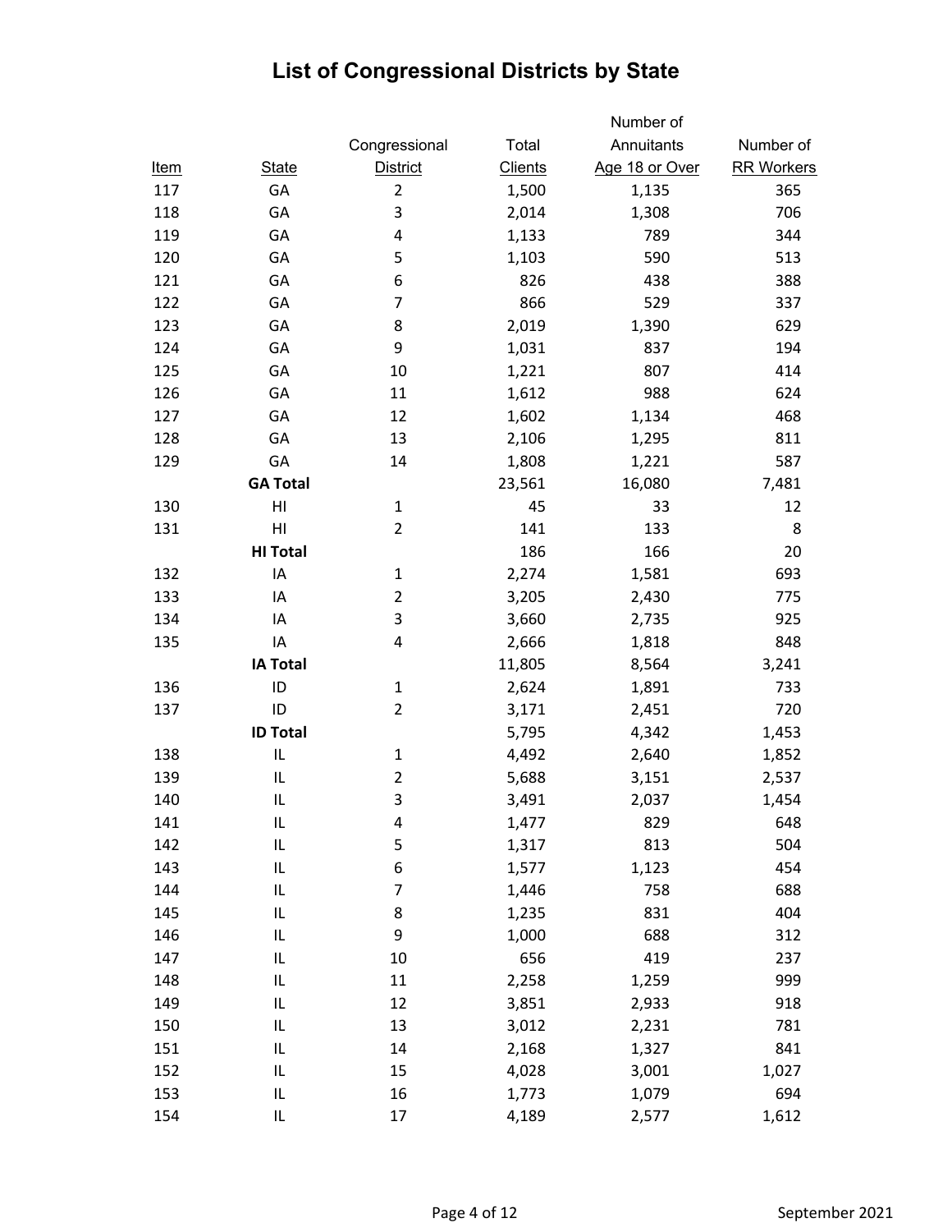# List of Congressional Districts by State

| Item | State | Congressional District | Total Clients | Number of Annuitants Age 18 or Over | Number of RR Workers |
|---|---|---|---|---|---|
| 117 | GA | 2 | 1,500 | 1,135 | 365 |
| 118 | GA | 3 | 2,014 | 1,308 | 706 |
| 119 | GA | 4 | 1,133 | 789 | 344 |
| 120 | GA | 5 | 1,103 | 590 | 513 |
| 121 | GA | 6 | 826 | 438 | 388 |
| 122 | GA | 7 | 866 | 529 | 337 |
| 123 | GA | 8 | 2,019 | 1,390 | 629 |
| 124 | GA | 9 | 1,031 | 837 | 194 |
| 125 | GA | 10 | 1,221 | 807 | 414 |
| 126 | GA | 11 | 1,612 | 988 | 624 |
| 127 | GA | 12 | 1,602 | 1,134 | 468 |
| 128 | GA | 13 | 2,106 | 1,295 | 811 |
| 129 | GA | 14 | 1,808 | 1,221 | 587 |
| | **GA Total** | | 23,561 | 16,080 | 7,481 |
| 130 | HI | 1 | 45 | 33 | 12 |
| 131 | HI | 2 | 141 | 133 | 8 |
| | **HI Total** | | 186 | 166 | 20 |
| 132 | IA | 1 | 2,274 | 1,581 | 693 |
| 133 | IA | 2 | 3,205 | 2,430 | 775 |
| 134 | IA | 3 | 3,660 | 2,735 | 925 |
| 135 | IA | 4 | 2,666 | 1,818 | 848 |
| | **IA Total** | | 11,805 | 8,564 | 3,241 |
| 136 | ID | 1 | 2,624 | 1,891 | 733 |
| 137 | ID | 2 | 3,171 | 2,451 | 720 |
| | **ID Total** | | 5,795 | 4,342 | 1,453 |
| 138 | IL | 1 | 4,492 | 2,640 | 1,852 |
| 139 | IL | 2 | 5,688 | 3,151 | 2,537 |
| 140 | IL | 3 | 3,491 | 2,037 | 1,454 |
| 141 | IL | 4 | 1,477 | 829 | 648 |
| 142 | IL | 5 | 1,317 | 813 | 504 |
| 143 | IL | 6 | 1,577 | 1,123 | 454 |
| 144 | IL | 7 | 1,446 | 758 | 688 |
| 145 | IL | 8 | 1,235 | 831 | 404 |
| 146 | IL | 9 | 1,000 | 688 | 312 |
| 147 | IL | 10 | 656 | 419 | 237 |
| 148 | IL | 11 | 2,258 | 1,259 | 999 |
| 149 | IL | 12 | 3,851 | 2,933 | 918 |
| 150 | IL | 13 | 3,012 | 2,231 | 781 |
| 151 | IL | 14 | 2,168 | 1,327 | 841 |
| 152 | IL | 15 | 4,028 | 3,001 | 1,027 |
| 153 | IL | 16 | 1,773 | 1,079 | 694 |
| 154 | IL | 17 | 4,189 | 2,577 | 1,612 |

September 2021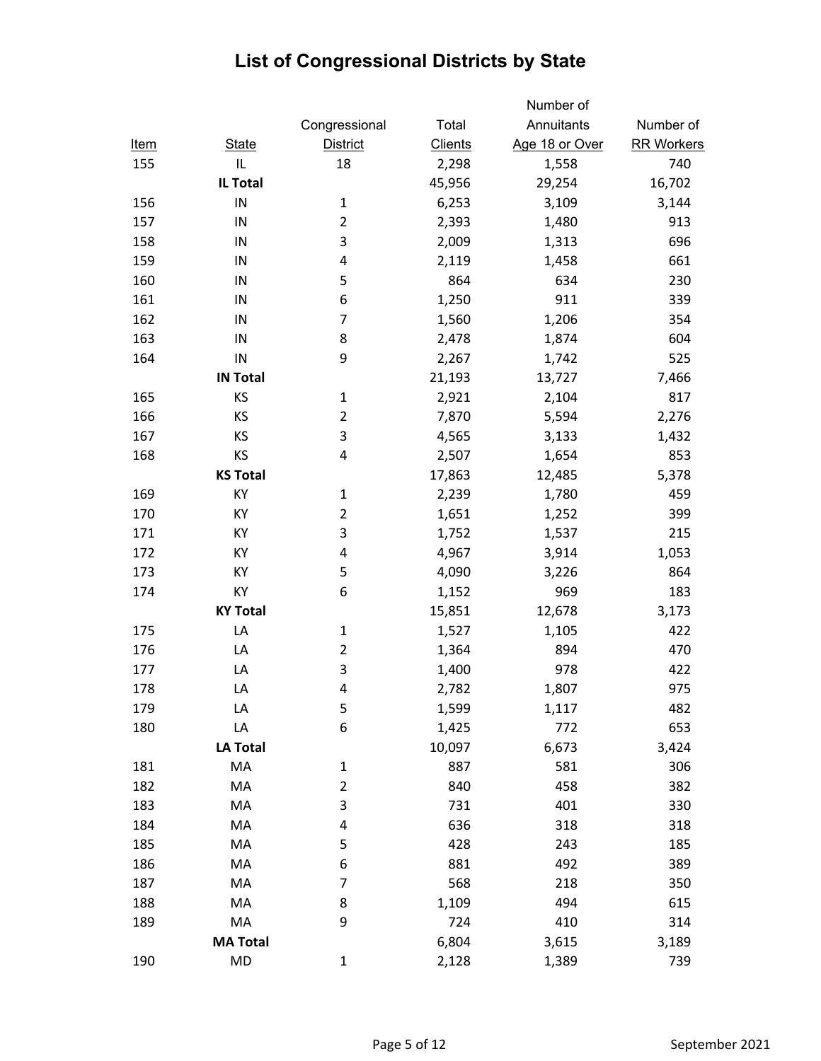# List of Congressional Districts by State

| Item | State | Congressional District | Total Clients | Number of Annuitants Age 18 or Over | Number of RR Workers |
|---|---|---|---|---|---|
| 155 | IL | 18 | 2,298 | 1,558 | 740 |
| | **IL Total** | | 45,956 | 29,254 | 16,702 |
| 156 | IN | 1 | 6,253 | 3,109 | 3,144 |
| 157 | IN | 2 | 2,393 | 1,480 | 913 |
| 158 | IN | 3 | 2,009 | 1,313 | 696 |
| 159 | IN | 4 | 2,119 | 1,458 | 661 |
| 160 | IN | 5 | 864 | 634 | 230 |
| 161 | IN | 6 | 1,250 | 911 | 339 |
| 162 | IN | 7 | 1,560 | 1,206 | 354 |
| 163 | IN | 8 | 2,478 | 1,874 | 604 |
| 164 | IN | 9 | 2,267 | 1,742 | 525 |
| | **IN Total** | | 21,193 | 13,727 | 7,466 |
| 165 | KS | 1 | 2,921 | 2,104 | 817 |
| 166 | KS | 2 | 7,870 | 5,594 | 2,276 |
| 167 | KS | 3 | 4,565 | 3,133 | 1,432 |
| 168 | KS | 4 | 2,507 | 1,654 | 853 |
| | **KS Total** | | 17,863 | 12,485 | 5,378 |
| 169 | KY | 1 | 2,239 | 1,780 | 459 |
| 170 | KY | 2 | 1,651 | 1,252 | 399 |
| 171 | KY | 3 | 1,752 | 1,537 | 215 |
| 172 | KY | 4 | 4,967 | 3,914 | 1,053 |
| 173 | KY | 5 | 4,090 | 3,226 | 864 |
| 174 | KY | 6 | 1,152 | 969 | 183 |
| | **KY Total** | | 15,851 | 12,678 | 3,173 |
| 175 | LA | 1 | 1,527 | 1,105 | 422 |
| 176 | LA | 2 | 1,364 | 894 | 470 |
| 177 | LA | 3 | 1,400 | 978 | 422 |
| 178 | LA | 4 | 2,782 | 1,807 | 975 |
| 179 | LA | 5 | 1,599 | 1,117 | 482 |
| 180 | LA | 6 | 1,425 | 772 | 653 |
| | **LA Total** | | 10,097 | 6,673 | 3,424 |
| 181 | MA | 1 | 887 | 581 | 306 |
| 182 | MA | 2 | 840 | 458 | 382 |
| 183 | MA | 3 | 731 | 401 | 330 |
| 184 | MA | 4 | 636 | 318 | 318 |
| 185 | MA | 5 | 428 | 243 | 185 |
| 186 | MA | 6 | 881 | 492 | 389 |
| 187 | MA | 7 | 568 | 218 | 350 |
| 188 | MA | 8 | 1,109 | 494 | 615 |
| 189 | MA | 9 | 724 | 410 | 314 |
| | **MA Total** | | 6,804 | 3,615 | 3,189 |
| 190 | MD | 1 | 2,128 | 1,389 | 739 |

September 2021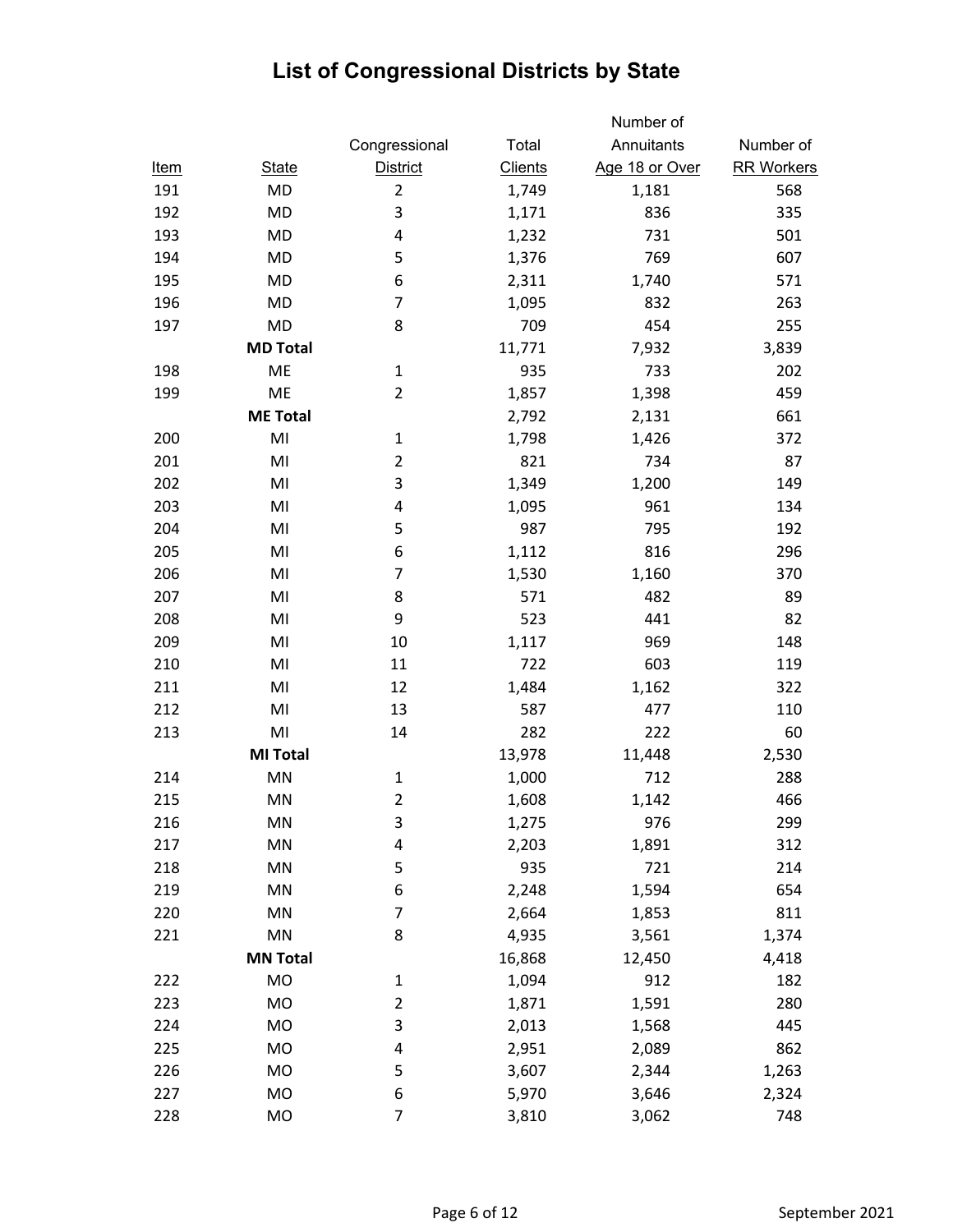# List of Congressional Districts by State

| Item | State | Congressional District | Total Clients | Number of Annuitants Age 18 or Over | Number of RR Workers |
|---|---|---|---|---|---|
| 191 | MD | 2 | 1,749 | 1,181 | 568 |
| 192 | MD | 3 | 1,171 | 836 | 335 |
| 193 | MD | 4 | 1,232 | 731 | 501 |
| 194 | MD | 5 | 1,376 | 769 | 607 |
| 195 | MD | 6 | 2,311 | 1,740 | 571 |
| 196 | MD | 7 | 1,095 | 832 | 263 |
| 197 | MD | 8 | 709 | 454 | 255 |
| | **MD Total** | | 11,771 | 7,932 | 3,839 |
| 198 | ME | 1 | 935 | 733 | 202 |
| 199 | ME | 2 | 1,857 | 1,398 | 459 |
| | **ME Total** | | 2,792 | 2,131 | 661 |
| 200 | MI | 1 | 1,798 | 1,426 | 372 |
| 201 | MI | 2 | 821 | 734 | 87 |
| 202 | MI | 3 | 1,349 | 1,200 | 149 |
| 203 | MI | 4 | 1,095 | 961 | 134 |
| 204 | MI | 5 | 987 | 795 | 192 |
| 205 | MI | 6 | 1,112 | 816 | 296 |
| 206 | MI | 7 | 1,530 | 1,160 | 370 |
| 207 | MI | 8 | 571 | 482 | 89 |
| 208 | MI | 9 | 523 | 441 | 82 |
| 209 | MI | 10 | 1,117 | 969 | 148 |
| 210 | MI | 11 | 722 | 603 | 119 |
| 211 | MI | 12 | 1,484 | 1,162 | 322 |
| 212 | MI | 13 | 587 | 477 | 110 |
| 213 | MI | 14 | 282 | 222 | 60 |
| | **MI Total** | | 13,978 | 11,448 | 2,530 |
| 214 | MN | 1 | 1,000 | 712 | 288 |
| 215 | MN | 2 | 1,608 | 1,142 | 466 |
| 216 | MN | 3 | 1,275 | 976 | 299 |
| 217 | MN | 4 | 2,203 | 1,891 | 312 |
| 218 | MN | 5 | 935 | 721 | 214 |
| 219 | MN | 6 | 2,248 | 1,594 | 654 |
| 220 | MN | 7 | 2,664 | 1,853 | 811 |
| 221 | MN | 8 | 4,935 | 3,561 | 1,374 |
| | **MN Total** | | 16,868 | 12,450 | 4,418 |
| 222 | MO | 1 | 1,094 | 912 | 182 |
| 223 | MO | 2 | 1,871 | 1,591 | 280 |
| 224 | MO | 3 | 2,013 | 1,568 | 445 |
| 225 | MO | 4 | 2,951 | 2,089 | 862 |
| 226 | MO | 5 | 3,607 | 2,344 | 1,263 |
| 227 | MO | 6 | 5,970 | 3,646 | 2,324 |
| 228 | MO | 7 | 3,810 | 3,062 | 748 |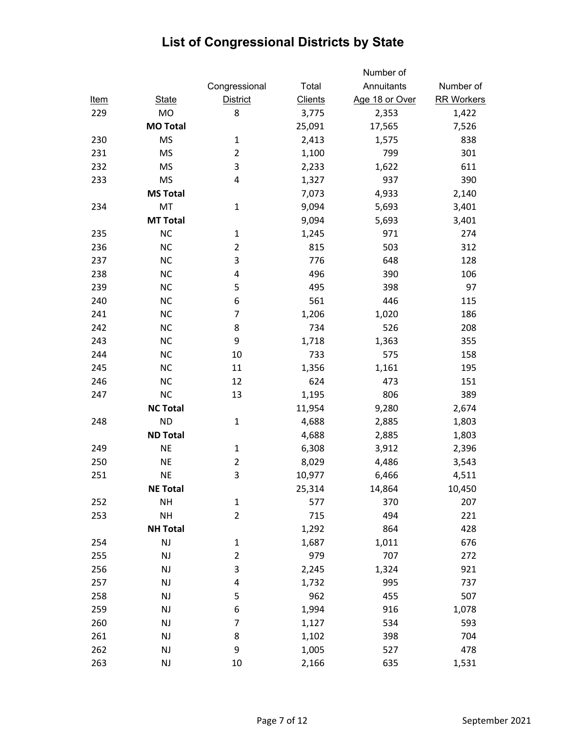# List of Congressional Districts by State

| Item | State | Congressional District | Total Clients | Number of Annuitants Age 18 or Over | Number of RR Workers |
|---|---|---|---|---|---|
| 229 | MO | 8 | 3,775 | 2,353 | 1,422 |
| | **MO Total** | | 25,091 | 17,565 | 7,526 |
| 230 | MS | 1 | 2,413 | 1,575 | 838 |
| 231 | MS | 2 | 1,100 | 799 | 301 |
| 232 | MS | 3 | 2,233 | 1,622 | 611 |
| 233 | MS | 4 | 1,327 | 937 | 390 |
| | **MS Total** | | 7,073 | 4,933 | 2,140 |
| 234 | MT | 1 | 9,094 | 5,693 | 3,401 |
| | **MT Total** | | 9,094 | 5,693 | 3,401 |
| 235 | NC | 1 | 1,245 | 971 | 274 |
| 236 | NC | 2 | 815 | 503 | 312 |
| 237 | NC | 3 | 776 | 648 | 128 |
| 238 | NC | 4 | 496 | 390 | 106 |
| 239 | NC | 5 | 495 | 398 | 97 |
| 240 | NC | 6 | 561 | 446 | 115 |
| 241 | NC | 7 | 1,206 | 1,020 | 186 |
| 242 | NC | 8 | 734 | 526 | 208 |
| 243 | NC | 9 | 1,718 | 1,363 | 355 |
| 244 | NC | 10 | 733 | 575 | 158 |
| 245 | NC | 11 | 1,356 | 1,161 | 195 |
| 246 | NC | 12 | 624 | 473 | 151 |
| 247 | NC | 13 | 1,195 | 806 | 389 |
| | **NC Total** | | 11,954 | 9,280 | 2,674 |
| 248 | ND | 1 | 4,688 | 2,885 | 1,803 |
| | **ND Total** | | 4,688 | 2,885 | 1,803 |
| 249 | NE | 1 | 6,308 | 3,912 | 2,396 |
| 250 | NE | 2 | 8,029 | 4,486 | 3,543 |
| 251 | NE | 3 | 10,977 | 6,466 | 4,511 |
| | **NE Total** | | 25,314 | 14,864 | 10,450 |
| 252 | NH | 1 | 577 | 370 | 207 |
| 253 | NH | 2 | 715 | 494 | 221 |
| | **NH Total** | | 1,292 | 864 | 428 |
| 254 | NJ | 1 | 1,687 | 1,011 | 676 |
| 255 | NJ | 2 | 979 | 707 | 272 |
| 256 | NJ | 3 | 2,245 | 1,324 | 921 |
| 257 | NJ | 4 | 1,732 | 995 | 737 |
| 258 | NJ | 5 | 962 | 455 | 507 |
| 259 | NJ | 6 | 1,994 | 916 | 1,078 |
| 260 | NJ | 7 | 1,127 | 534 | 593 |
| 261 | NJ | 8 | 1,102 | 398 | 704 |
| 262 | NJ | 9 | 1,005 | 527 | 478 |
| 263 | NJ | 10 | 2,166 | 635 | 1,531 |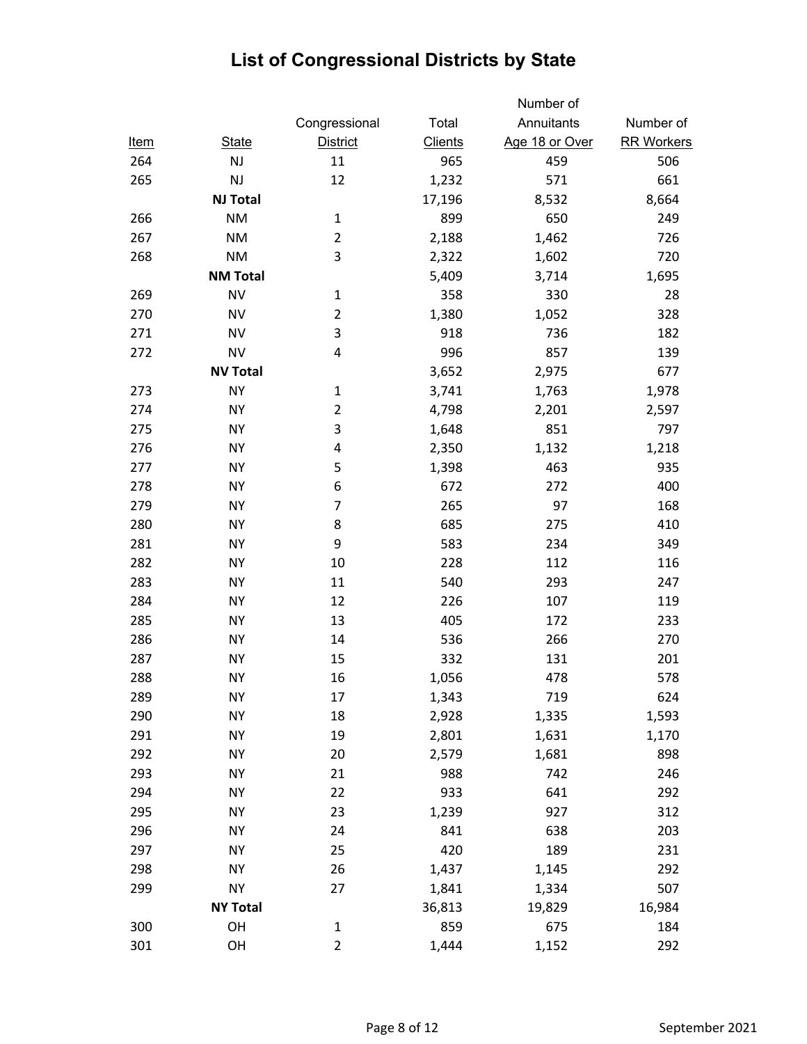# List of Congressional Districts by State

| Item | State | Congressional District | Total Clients | Number of Annuitants Age 18 or Over | Number of RR Workers |
|---|---|---|---|---|---|
| 264 | NJ | 11 | 965 | 459 | 506 |
| 265 | NJ | 12 | 1,232 | 571 | 661 |
| | **NJ Total** | | 17,196 | 8,532 | 8,664 |
| 266 | NM | 1 | 899 | 650 | 249 |
| 267 | NM | 2 | 2,188 | 1,462 | 726 |
| 268 | NM | 3 | 2,322 | 1,602 | 720 |
| | **NM Total** | | 5,409 | 3,714 | 1,695 |
| 269 | NV | 1 | 358 | 330 | 28 |
| 270 | NV | 2 | 1,380 | 1,052 | 328 |
| 271 | NV | 3 | 918 | 736 | 182 |
| 272 | NV | 4 | 996 | 857 | 139 |
| | **NV Total** | | 3,652 | 2,975 | 677 |
| 273 | NY | 1 | 3,741 | 1,763 | 1,978 |
| 274 | NY | 2 | 4,798 | 2,201 | 2,597 |
| 275 | NY | 3 | 1,648 | 851 | 797 |
| 276 | NY | 4 | 2,350 | 1,132 | 1,218 |
| 277 | NY | 5 | 1,398 | 463 | 935 |
| 278 | NY | 6 | 672 | 272 | 400 |
| 279 | NY | 7 | 265 | 97 | 168 |
| 280 | NY | 8 | 685 | 275 | 410 |
| 281 | NY | 9 | 583 | 234 | 349 |
| 282 | NY | 10 | 228 | 112 | 116 |
| 283 | NY | 11 | 540 | 293 | 247 |
| 284 | NY | 12 | 226 | 107 | 119 |
| 285 | NY | 13 | 405 | 172 | 233 |
| 286 | NY | 14 | 536 | 266 | 270 |
| 287 | NY | 15 | 332 | 131 | 201 |
| 288 | NY | 16 | 1,056 | 478 | 578 |
| 289 | NY | 17 | 1,343 | 719 | 624 |
| 290 | NY | 18 | 2,928 | 1,335 | 1,593 |
| 291 | NY | 19 | 2,801 | 1,631 | 1,170 |
| 292 | NY | 20 | 2,579 | 1,681 | 898 |
| 293 | NY | 21 | 988 | 742 | 246 |
| 294 | NY | 22 | 933 | 641 | 292 |
| 295 | NY | 23 | 1,239 | 927 | 312 |
| 296 | NY | 24 | 841 | 638 | 203 |
| 297 | NY | 25 | 420 | 189 | 231 |
| 298 | NY | 26 | 1,437 | 1,145 | 292 |
| 299 | NY | 27 | 1,841 | 1,334 | 507 |
| | **NY Total** | | 36,813 | 19,829 | 16,984 |
| 300 | OH | 1 | 859 | 675 | 184 |
| 301 | OH | 2 | 1,444 | 1,152 | 292 |

September 2021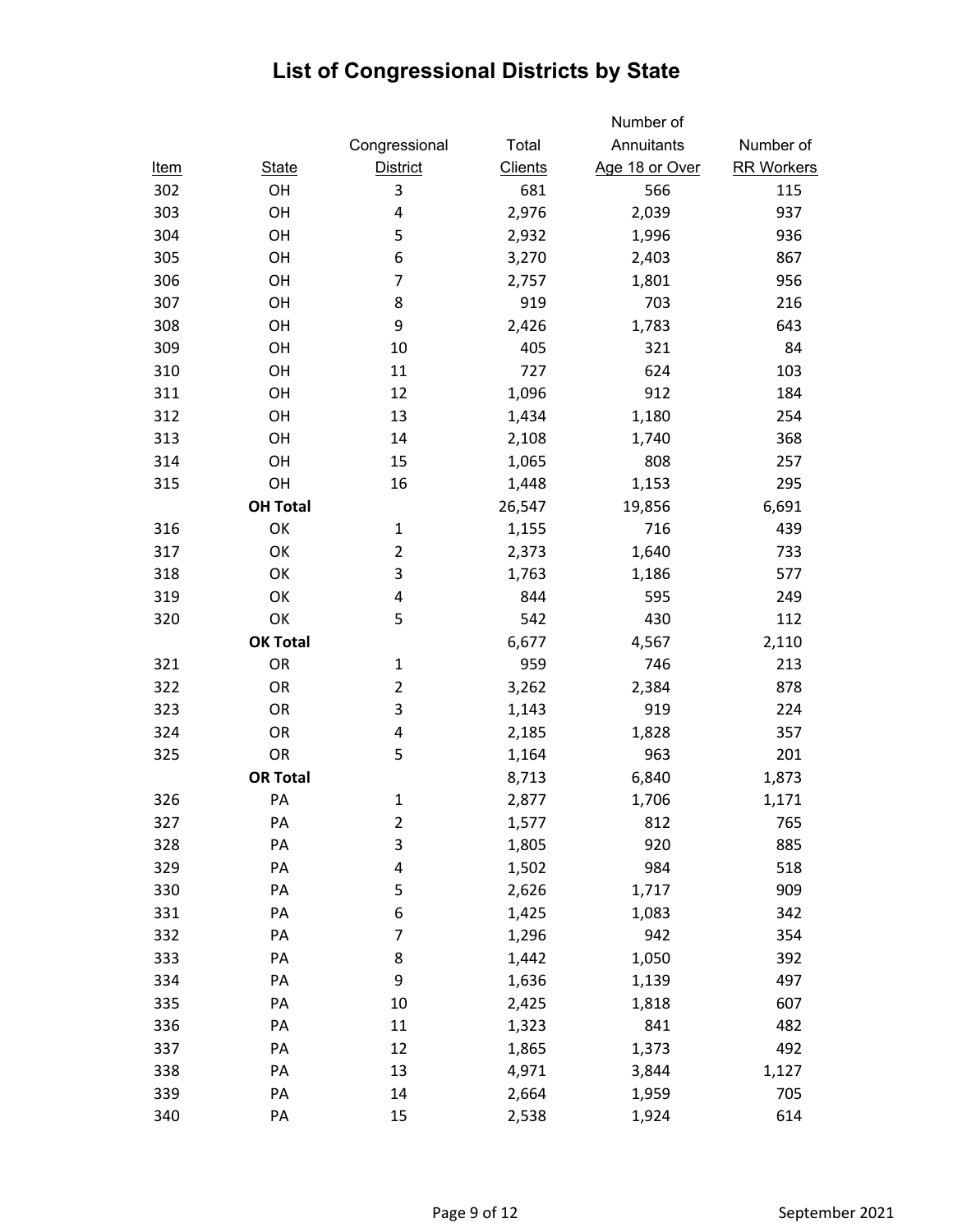# List of Congressional Districts by State

| Item | State | Congressional District | Total Clients | Number of Annuitants Age 18 or Over | Number of RR Workers |
|---|---|---|---|---|---|
| 302 | OH | 3 | 681 | 566 | 115 |
| 303 | OH | 4 | 2,976 | 2,039 | 937 |
| 304 | OH | 5 | 2,932 | 1,996 | 936 |
| 305 | OH | 6 | 3,270 | 2,403 | 867 |
| 306 | OH | 7 | 2,757 | 1,801 | 956 |
| 307 | OH | 8 | 919 | 703 | 216 |
| 308 | OH | 9 | 2,426 | 1,783 | 643 |
| 309 | OH | 10 | 405 | 321 | 84 |
| 310 | OH | 11 | 727 | 624 | 103 |
| 311 | OH | 12 | 1,096 | 912 | 184 |
| 312 | OH | 13 | 1,434 | 1,180 | 254 |
| 313 | OH | 14 | 2,108 | 1,740 | 368 |
| 314 | OH | 15 | 1,065 | 808 | 257 |
| 315 | OH | 16 | 1,448 | 1,153 | 295 |
| | **OH Total** | | 26,547 | 19,856 | 6,691 |
| 316 | OK | 1 | 1,155 | 716 | 439 |
| 317 | OK | 2 | 2,373 | 1,640 | 733 |
| 318 | OK | 3 | 1,763 | 1,186 | 577 |
| 319 | OK | 4 | 844 | 595 | 249 |
| 320 | OK | 5 | 542 | 430 | 112 |
| | **OK Total** | | 6,677 | 4,567 | 2,110 |
| 321 | OR | 1 | 959 | 746 | 213 |
| 322 | OR | 2 | 3,262 | 2,384 | 878 |
| 323 | OR | 3 | 1,143 | 919 | 224 |
| 324 | OR | 4 | 2,185 | 1,828 | 357 |
| 325 | OR | 5 | 1,164 | 963 | 201 |
| | **OR Total** | | 8,713 | 6,840 | 1,873 |
| 326 | PA | 1 | 2,877 | 1,706 | 1,171 |
| 327 | PA | 2 | 1,577 | 812 | 765 |
| 328 | PA | 3 | 1,805 | 920 | 885 |
| 329 | PA | 4 | 1,502 | 984 | 518 |
| 330 | PA | 5 | 2,626 | 1,717 | 909 |
| 331 | PA | 6 | 1,425 | 1,083 | 342 |
| 332 | PA | 7 | 1,296 | 942 | 354 |
| 333 | PA | 8 | 1,442 | 1,050 | 392 |
| 334 | PA | 9 | 1,636 | 1,139 | 497 |
| 335 | PA | 10 | 2,425 | 1,818 | 607 |
| 336 | PA | 11 | 1,323 | 841 | 482 |
| 337 | PA | 12 | 1,865 | 1,373 | 492 |
| 338 | PA | 13 | 4,971 | 3,844 | 1,127 |
| 339 | PA | 14 | 2,664 | 1,959 | 705 |
| 340 | PA | 15 | 2,538 | 1,924 | 614 |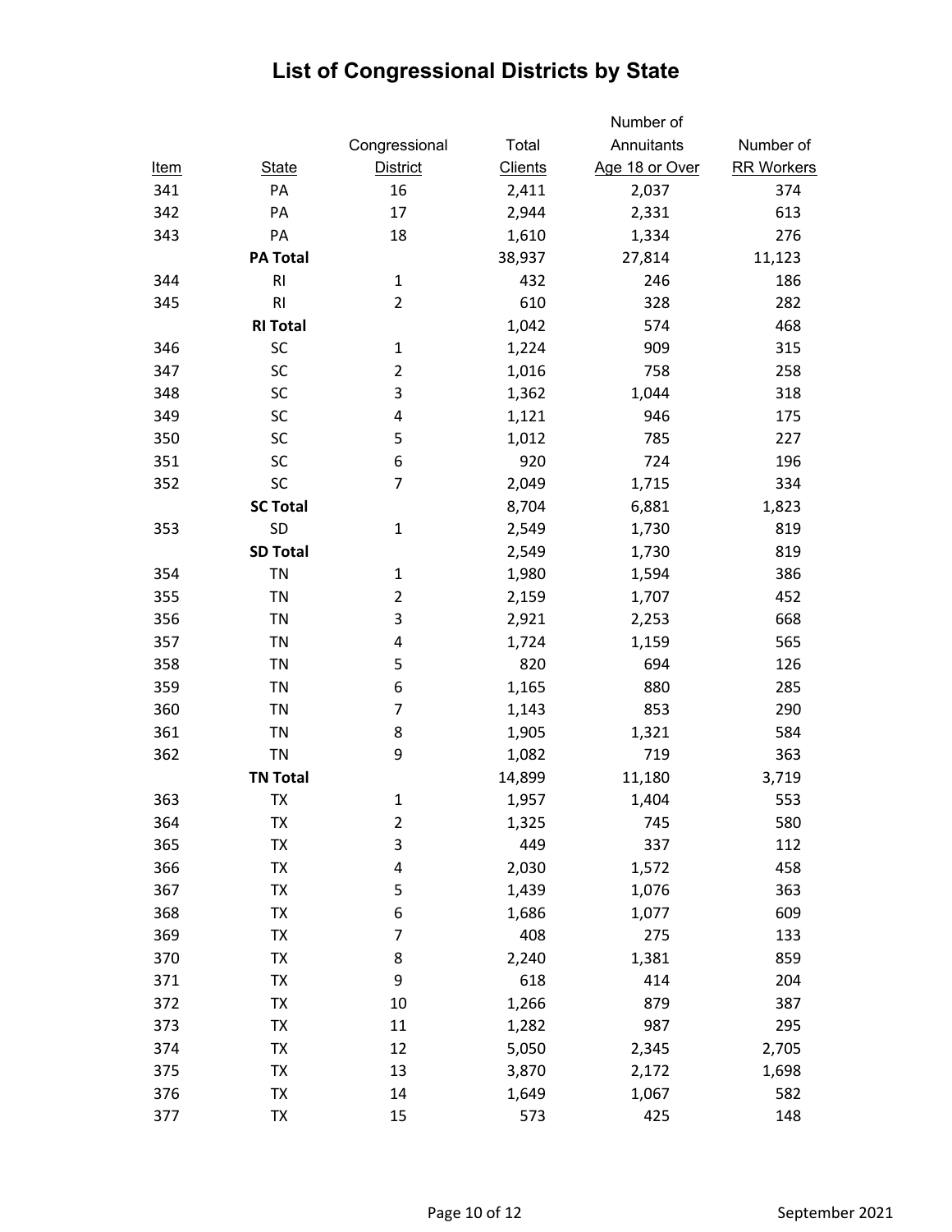# List of Congressional Districts by State

| Item | State | Congressional District | Total Clients | Number of Annuitants Age 18 or Over | Number of RR Workers |
|---|---|---|---|---|---|
| 341 | PA | 16 | 2,411 | 2,037 | 374 |
| 342 | PA | 17 | 2,944 | 2,331 | 613 |
| 343 | PA | 18 | 1,610 | 1,334 | 276 |
| | **PA Total** | | 38,937 | 27,814 | 11,123 |
| 344 | RI | 1 | 432 | 246 | 186 |
| 345 | RI | 2 | 610 | 328 | 282 |
| | **RI Total** | | 1,042 | 574 | 468 |
| 346 | SC | 1 | 1,224 | 909 | 315 |
| 347 | SC | 2 | 1,016 | 758 | 258 |
| 348 | SC | 3 | 1,362 | 1,044 | 318 |
| 349 | SC | 4 | 1,121 | 946 | 175 |
| 350 | SC | 5 | 1,012 | 785 | 227 |
| 351 | SC | 6 | 920 | 724 | 196 |
| 352 | SC | 7 | 2,049 | 1,715 | 334 |
| | **SC Total** | | 8,704 | 6,881 | 1,823 |
| 353 | SD | 1 | 2,549 | 1,730 | 819 |
| | **SD Total** | | 2,549 | 1,730 | 819 |
| 354 | TN | 1 | 1,980 | 1,594 | 386 |
| 355 | TN | 2 | 2,159 | 1,707 | 452 |
| 356 | TN | 3 | 2,921 | 2,253 | 668 |
| 357 | TN | 4 | 1,724 | 1,159 | 565 |
| 358 | TN | 5 | 820 | 694 | 126 |
| 359 | TN | 6 | 1,165 | 880 | 285 |
| 360 | TN | 7 | 1,143 | 853 | 290 |
| 361 | TN | 8 | 1,905 | 1,321 | 584 |
| 362 | TN | 9 | 1,082 | 719 | 363 |
| | **TN Total** | | 14,899 | 11,180 | 3,719 |
| 363 | TX | 1 | 1,957 | 1,404 | 553 |
| 364 | TX | 2 | 1,325 | 745 | 580 |
| 365 | TX | 3 | 449 | 337 | 112 |
| 366 | TX | 4 | 2,030 | 1,572 | 458 |
| 367 | TX | 5 | 1,439 | 1,076 | 363 |
| 368 | TX | 6 | 1,686 | 1,077 | 609 |
| 369 | TX | 7 | 408 | 275 | 133 |
| 370 | TX | 8 | 2,240 | 1,381 | 859 |
| 371 | TX | 9 | 618 | 414 | 204 |
| 372 | TX | 10 | 1,266 | 879 | 387 |
| 373 | TX | 11 | 1,282 | 987 | 295 |
| 374 | TX | 12 | 5,050 | 2,345 | 2,705 |
| 375 | TX | 13 | 3,870 | 2,172 | 1,698 |
| 376 | TX | 14 | 1,649 | 1,067 | 582 |
| 377 | TX | 15 | 573 | 425 | 148 |

September 2021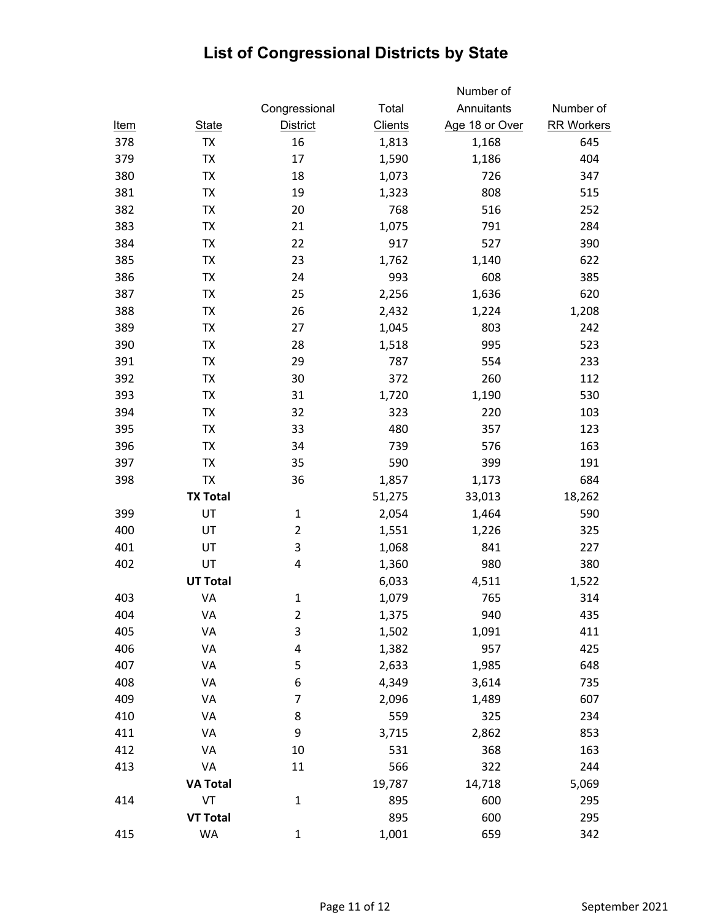# List of Congressional Districts by State

| Item | State | Congressional District | Total Clients | Number of Annuitants Age 18 or Over | Number of RR Workers |
|---|---|---|---|---|---|
| 378 | TX | 16 | 1,813 | 1,168 | 645 |
| 379 | TX | 17 | 1,590 | 1,186 | 404 |
| 380 | TX | 18 | 1,073 | 726 | 347 |
| 381 | TX | 19 | 1,323 | 808 | 515 |
| 382 | TX | 20 | 768 | 516 | 252 |
| 383 | TX | 21 | 1,075 | 791 | 284 |
| 384 | TX | 22 | 917 | 527 | 390 |
| 385 | TX | 23 | 1,762 | 1,140 | 622 |
| 386 | TX | 24 | 993 | 608 | 385 |
| 387 | TX | 25 | 2,256 | 1,636 | 620 |
| 388 | TX | 26 | 2,432 | 1,224 | 1,208 |
| 389 | TX | 27 | 1,045 | 803 | 242 |
| 390 | TX | 28 | 1,518 | 995 | 523 |
| 391 | TX | 29 | 787 | 554 | 233 |
| 392 | TX | 30 | 372 | 260 | 112 |
| 393 | TX | 31 | 1,720 | 1,190 | 530 |
| 394 | TX | 32 | 323 | 220 | 103 |
| 395 | TX | 33 | 480 | 357 | 123 |
| 396 | TX | 34 | 739 | 576 | 163 |
| 397 | TX | 35 | 590 | 399 | 191 |
| 398 | TX | 36 | 1,857 | 1,173 | 684 |
| | **TX Total** | | 51,275 | 33,013 | 18,262 |
| 399 | UT | 1 | 2,054 | 1,464 | 590 |
| 400 | UT | 2 | 1,551 | 1,226 | 325 |
| 401 | UT | 3 | 1,068 | 841 | 227 |
| 402 | UT | 4 | 1,360 | 980 | 380 |
| | **UT Total** | | 6,033 | 4,511 | 1,522 |
| 403 | VA | 1 | 1,079 | 765 | 314 |
| 404 | VA | 2 | 1,375 | 940 | 435 |
| 405 | VA | 3 | 1,502 | 1,091 | 411 |
| 406 | VA | 4 | 1,382 | 957 | 425 |
| 407 | VA | 5 | 2,633 | 1,985 | 648 |
| 408 | VA | 6 | 4,349 | 3,614 | 735 |
| 409 | VA | 7 | 2,096 | 1,489 | 607 |
| 410 | VA | 8 | 559 | 325 | 234 |
| 411 | VA | 9 | 3,715 | 2,862 | 853 |
| 412 | VA | 10 | 531 | 368 | 163 |
| 413 | VA | 11 | 566 | 322 | 244 |
| | **VA Total** | | 19,787 | 14,718 | 5,069 |
| 414 | VT | 1 | 895 | 600 | 295 |
| | **VT Total** | | 895 | 600 | 295 |
| 415 | WA | 1 | 1,001 | 659 | 342 |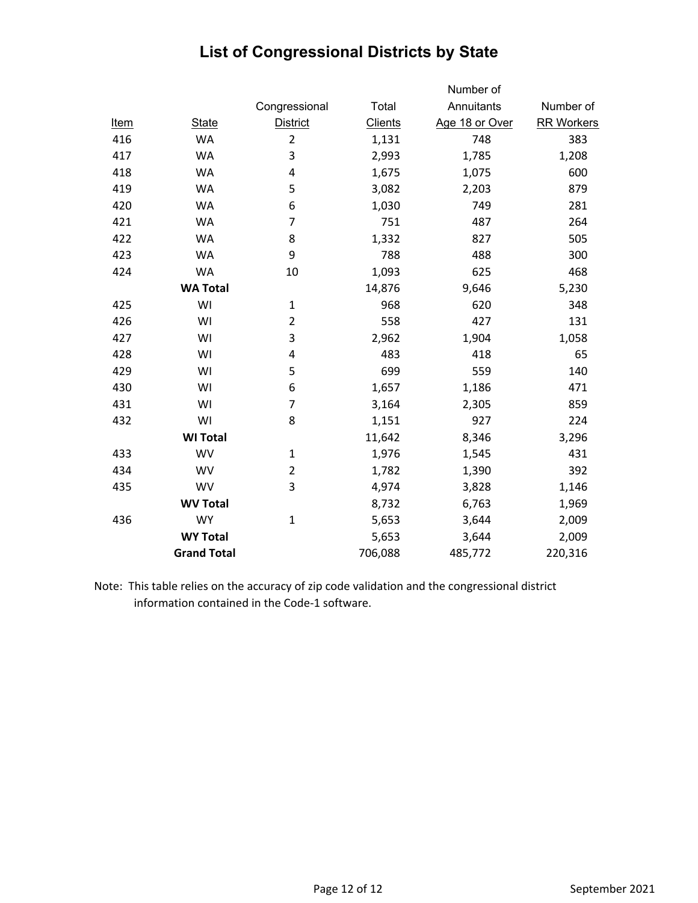# List of Congressional Districts by State

| Item | State | Congressional District | Total Clients | Number of Annuitants Age 18 or Over | Number of RR Workers |
|---|---|---|---|---|---|
| 416 | WA | 2 | 1,131 | 748 | 383 |
| 417 | WA | 3 | 2,993 | 1,785 | 1,208 |
| 418 | WA | 4 | 1,675 | 1,075 | 600 |
| 419 | WA | 5 | 3,082 | 2,203 | 879 |
| 420 | WA | 6 | 1,030 | 749 | 281 |
| 421 | WA | 7 | 751 | 487 | 264 |
| 422 | WA | 8 | 1,332 | 827 | 505 |
| 423 | WA | 9 | 788 | 488 | 300 |
| 424 | WA | 10 | 1,093 | 625 | 468 |
| | **WA Total** | | 14,876 | 9,646 | 5,230 |
| 425 | WI | 1 | 968 | 620 | 348 |
| 426 | WI | 2 | 558 | 427 | 131 |
| 427 | WI | 3 | 2,962 | 1,904 | 1,058 |
| 428 | WI | 4 | 483 | 418 | 65 |
| 429 | WI | 5 | 699 | 559 | 140 |
| 430 | WI | 6 | 1,657 | 1,186 | 471 |
| 431 | WI | 7 | 3,164 | 2,305 | 859 |
| 432 | WI | 8 | 1,151 | 927 | 224 |
| | **WI Total** | | 11,642 | 8,346 | 3,296 |
| 433 | WV | 1 | 1,976 | 1,545 | 431 |
| 434 | WV | 2 | 1,782 | 1,390 | 392 |
| 435 | WV | 3 | 4,974 | 3,828 | 1,146 |
| | **WV Total** | | 8,732 | 6,763 | 1,969 |
| 436 | WY | 1 | 5,653 | 3,644 | 2,009 |
| | **WY Total** | | 5,653 | 3,644 | 2,009 |
| | **Grand Total** | | 706,088 | 485,772 | 220,316 |

Note: This table relies on the accuracy of zip code validation and the congressional district information contained in the Code-1 software.

September 2021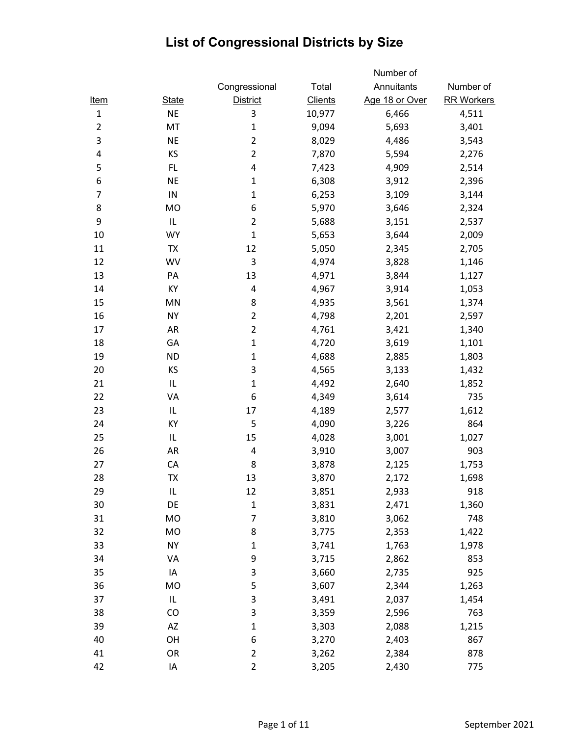# List of Congressional Districts by Size

| Item | State | Congressional District | Total Clients | Number of Annuitants Age 18 or Over | Number of RR Workers |
|---|---|---|---|---|---|
| 1 | NE | 3 | 10,977 | 6,466 | 4,511 |
| 2 | MT | 1 | 9,094 | 5,693 | 3,401 |
| 3 | NE | 2 | 8,029 | 4,486 | 3,543 |
| 4 | KS | 2 | 7,870 | 5,594 | 2,276 |
| 5 | FL | 4 | 7,423 | 4,909 | 2,514 |
| 6 | NE | 1 | 6,308 | 3,912 | 2,396 |
| 7 | IN | 1 | 6,253 | 3,109 | 3,144 |
| 8 | MO | 6 | 5,970 | 3,646 | 2,324 |
| 9 | IL | 2 | 5,688 | 3,151 | 2,537 |
| 10 | WY | 1 | 5,653 | 3,644 | 2,009 |
| 11 | TX | 12 | 5,050 | 2,345 | 2,705 |
| 12 | WV | 3 | 4,974 | 3,828 | 1,146 |
| 13 | PA | 13 | 4,971 | 3,844 | 1,127 |
| 14 | KY | 4 | 4,967 | 3,914 | 1,053 |
| 15 | MN | 8 | 4,935 | 3,561 | 1,374 |
| 16 | NY | 2 | 4,798 | 2,201 | 2,597 |
| 17 | AR | 2 | 4,761 | 3,421 | 1,340 |
| 18 | GA | 1 | 4,720 | 3,619 | 1,101 |
| 19 | ND | 1 | 4,688 | 2,885 | 1,803 |
| 20 | KS | 3 | 4,565 | 3,133 | 1,432 |
| 21 | IL | 1 | 4,492 | 2,640 | 1,852 |
| 22 | VA | 6 | 4,349 | 3,614 | 735 |
| 23 | IL | 17 | 4,189 | 2,577 | 1,612 |
| 24 | KY | 5 | 4,090 | 3,226 | 864 |
| 25 | IL | 15 | 4,028 | 3,001 | 1,027 |
| 26 | AR | 4 | 3,910 | 3,007 | 903 |
| 27 | CA | 8 | 3,878 | 2,125 | 1,753 |
| 28 | TX | 13 | 3,870 | 2,172 | 1,698 |
| 29 | IL | 12 | 3,851 | 2,933 | 918 |
| 30 | DE | 1 | 3,831 | 2,471 | 1,360 |
| 31 | MO | 7 | 3,810 | 3,062 | 748 |
| 32 | MO | 8 | 3,775 | 2,353 | 1,422 |
| 33 | NY | 1 | 3,741 | 1,763 | 1,978 |
| 34 | VA | 9 | 3,715 | 2,862 | 853 |
| 35 | IA | 3 | 3,660 | 2,735 | 925 |
| 36 | MO | 5 | 3,607 | 2,344 | 1,263 |
| 37 | IL | 3 | 3,491 | 2,037 | 1,454 |
| 38 | CO | 3 | 3,359 | 2,596 | 763 |
| 39 | AZ | 1 | 3,303 | 2,088 | 1,215 |
| 40 | OH | 6 | 3,270 | 2,403 | 867 |
| 41 | OR | 2 | 3,262 | 2,384 | 878 |
| 42 | IA | 2 | 3,205 | 2,430 | 775 |

September 2021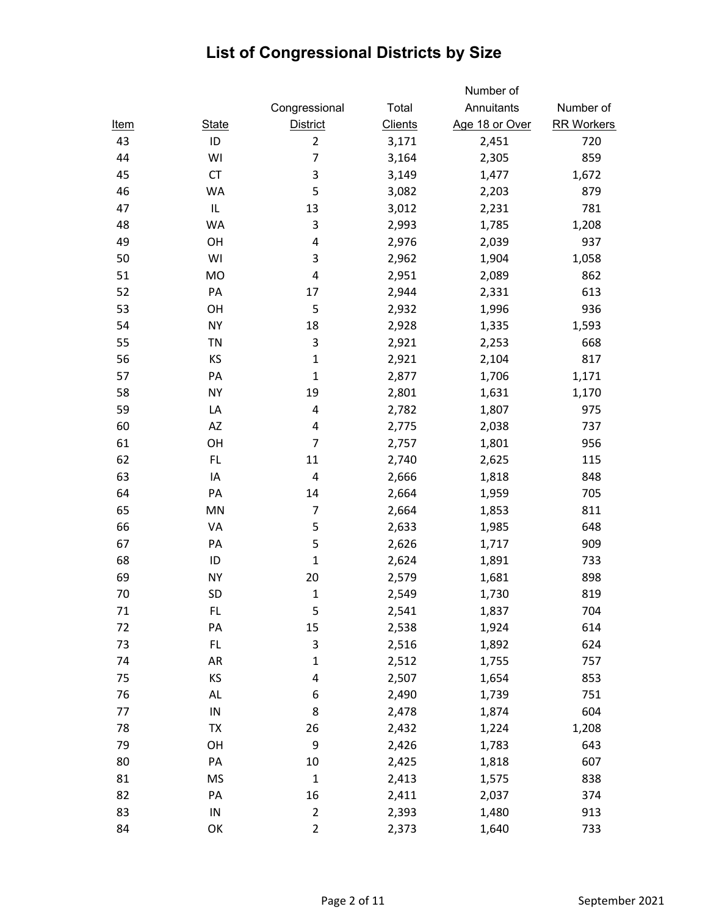# List of Congressional Districts by Size

| Item | State | Congressional District | Total Clients | Number of Annuitants Age 18 or Over | Number of RR Workers |
|---|---|---|---|---|---|
| 43 | ID | 2 | 3,171 | 2,451 | 720 |
| 44 | WI | 7 | 3,164 | 2,305 | 859 |
| 45 | CT | 3 | 3,149 | 1,477 | 1,672 |
| 46 | WA | 5 | 3,082 | 2,203 | 879 |
| 47 | IL | 13 | 3,012 | 2,231 | 781 |
| 48 | WA | 3 | 2,993 | 1,785 | 1,208 |
| 49 | OH | 4 | 2,976 | 2,039 | 937 |
| 50 | WI | 3 | 2,962 | 1,904 | 1,058 |
| 51 | MO | 4 | 2,951 | 2,089 | 862 |
| 52 | PA | 17 | 2,944 | 2,331 | 613 |
| 53 | OH | 5 | 2,932 | 1,996 | 936 |
| 54 | NY | 18 | 2,928 | 1,335 | 1,593 |
| 55 | TN | 3 | 2,921 | 2,253 | 668 |
| 56 | KS | 1 | 2,921 | 2,104 | 817 |
| 57 | PA | 1 | 2,877 | 1,706 | 1,171 |
| 58 | NY | 19 | 2,801 | 1,631 | 1,170 |
| 59 | LA | 4 | 2,782 | 1,807 | 975 |
| 60 | AZ | 4 | 2,775 | 2,038 | 737 |
| 61 | OH | 7 | 2,757 | 1,801 | 956 |
| 62 | FL | 11 | 2,740 | 2,625 | 115 |
| 63 | IA | 4 | 2,666 | 1,818 | 848 |
| 64 | PA | 14 | 2,664 | 1,959 | 705 |
| 65 | MN | 7 | 2,664 | 1,853 | 811 |
| 66 | VA | 5 | 2,633 | 1,985 | 648 |
| 67 | PA | 5 | 2,626 | 1,717 | 909 |
| 68 | ID | 1 | 2,624 | 1,891 | 733 |
| 69 | NY | 20 | 2,579 | 1,681 | 898 |
| 70 | SD | 1 | 2,549 | 1,730 | 819 |
| 71 | FL | 5 | 2,541 | 1,837 | 704 |
| 72 | PA | 15 | 2,538 | 1,924 | 614 |
| 73 | FL | 3 | 2,516 | 1,892 | 624 |
| 74 | AR | 1 | 2,512 | 1,755 | 757 |
| 75 | KS | 4 | 2,507 | 1,654 | 853 |
| 76 | AL | 6 | 2,490 | 1,739 | 751 |
| 77 | IN | 8 | 2,478 | 1,874 | 604 |
| 78 | TX | 26 | 2,432 | 1,224 | 1,208 |
| 79 | OH | 9 | 2,426 | 1,783 | 643 |
| 80 | PA | 10 | 2,425 | 1,818 | 607 |
| 81 | MS | 1 | 2,413 | 1,575 | 838 |
| 82 | PA | 16 | 2,411 | 2,037 | 374 |
| 83 | IN | 2 | 2,393 | 1,480 | 913 |
| 84 | OK | 2 | 2,373 | 1,640 | 733 |

September 2021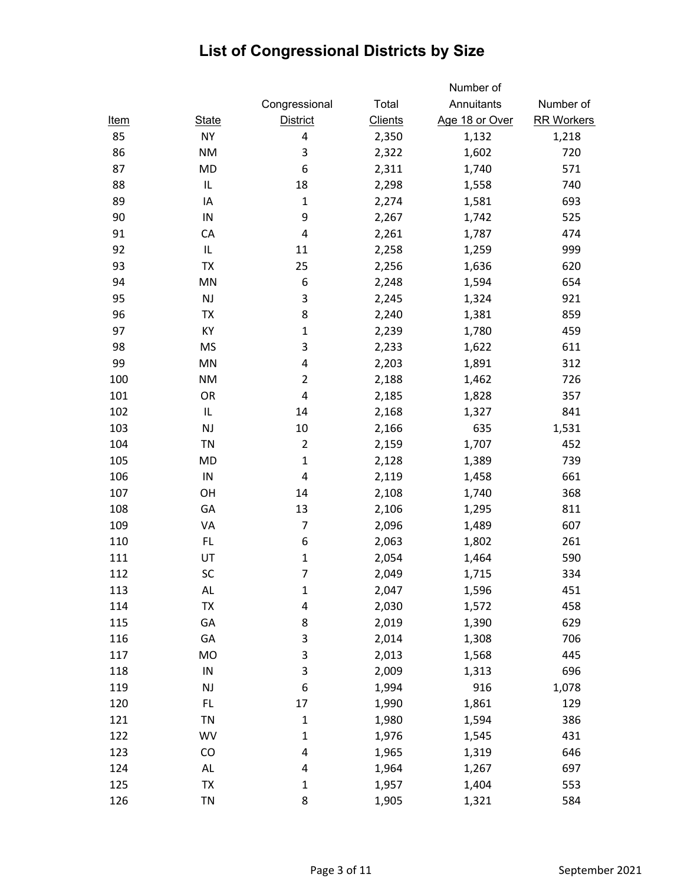# List of Congressional Districts by Size

| Item | State | Congressional District | Total Clients | Number of Annuitants Age 18 or Over | Number of RR Workers |
|---|---|---|---|---|---|
| 85 | NY | 4 | 2,350 | 1,132 | 1,218 |
| 86 | NM | 3 | 2,322 | 1,602 | 720 |
| 87 | MD | 6 | 2,311 | 1,740 | 571 |
| 88 | IL | 18 | 2,298 | 1,558 | 740 |
| 89 | IA | 1 | 2,274 | 1,581 | 693 |
| 90 | IN | 9 | 2,267 | 1,742 | 525 |
| 91 | CA | 4 | 2,261 | 1,787 | 474 |
| 92 | IL | 11 | 2,258 | 1,259 | 999 |
| 93 | TX | 25 | 2,256 | 1,636 | 620 |
| 94 | MN | 6 | 2,248 | 1,594 | 654 |
| 95 | NJ | 3 | 2,245 | 1,324 | 921 |
| 96 | TX | 8 | 2,240 | 1,381 | 859 |
| 97 | KY | 1 | 2,239 | 1,780 | 459 |
| 98 | MS | 3 | 2,233 | 1,622 | 611 |
| 99 | MN | 4 | 2,203 | 1,891 | 312 |
| 100 | NM | 2 | 2,188 | 1,462 | 726 |
| 101 | OR | 4 | 2,185 | 1,828 | 357 |
| 102 | IL | 14 | 2,168 | 1,327 | 841 |
| 103 | NJ | 10 | 2,166 | 635 | 1,531 |
| 104 | TN | 2 | 2,159 | 1,707 | 452 |
| 105 | MD | 1 | 2,128 | 1,389 | 739 |
| 106 | IN | 4 | 2,119 | 1,458 | 661 |
| 107 | OH | 14 | 2,108 | 1,740 | 368 |
| 108 | GA | 13 | 2,106 | 1,295 | 811 |
| 109 | VA | 7 | 2,096 | 1,489 | 607 |
| 110 | FL | 6 | 2,063 | 1,802 | 261 |
| 111 | UT | 1 | 2,054 | 1,464 | 590 |
| 112 | SC | 7 | 2,049 | 1,715 | 334 |
| 113 | AL | 1 | 2,047 | 1,596 | 451 |
| 114 | TX | 4 | 2,030 | 1,572 | 458 |
| 115 | GA | 8 | 2,019 | 1,390 | 629 |
| 116 | GA | 3 | 2,014 | 1,308 | 706 |
| 117 | MO | 3 | 2,013 | 1,568 | 445 |
| 118 | IN | 3 | 2,009 | 1,313 | 696 |
| 119 | NJ | 6 | 1,994 | 916 | 1,078 |
| 120 | FL | 17 | 1,990 | 1,861 | 129 |
| 121 | TN | 1 | 1,980 | 1,594 | 386 |
| 122 | WV | 1 | 1,976 | 1,545 | 431 |
| 123 | CO | 4 | 1,965 | 1,319 | 646 |
| 124 | AL | 4 | 1,964 | 1,267 | 697 |
| 125 | TX | 1 | 1,957 | 1,404 | 553 |
| 126 | TN | 8 | 1,905 | 1,321 | 584 |

September 2021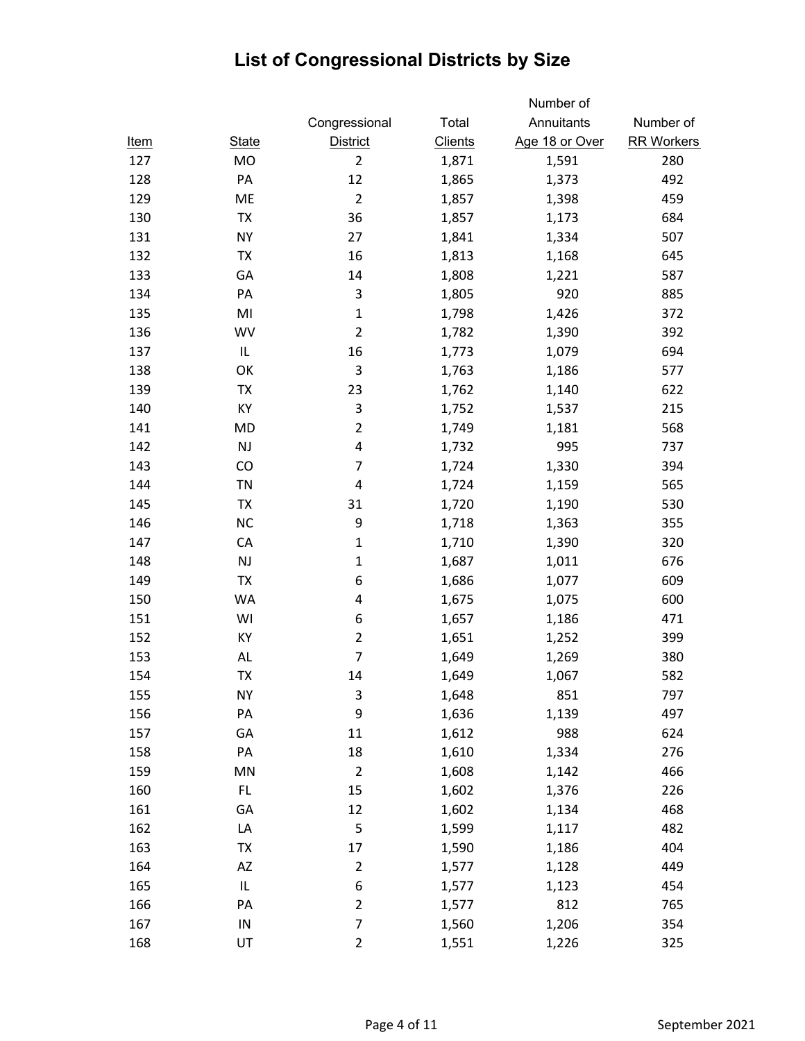# List of Congressional Districts by Size

| Item | State | Congressional District | Total Clients | Number of Annuitants Age 18 or Over | Number of RR Workers |
|---|---|---|---|---|---|
| 127 | MO | 2 | 1,871 | 1,591 | 280 |
| 128 | PA | 12 | 1,865 | 1,373 | 492 |
| 129 | ME | 2 | 1,857 | 1,398 | 459 |
| 130 | TX | 36 | 1,857 | 1,173 | 684 |
| 131 | NY | 27 | 1,841 | 1,334 | 507 |
| 132 | TX | 16 | 1,813 | 1,168 | 645 |
| 133 | GA | 14 | 1,808 | 1,221 | 587 |
| 134 | PA | 3 | 1,805 | 920 | 885 |
| 135 | MI | 1 | 1,798 | 1,426 | 372 |
| 136 | WV | 2 | 1,782 | 1,390 | 392 |
| 137 | IL | 16 | 1,773 | 1,079 | 694 |
| 138 | OK | 3 | 1,763 | 1,186 | 577 |
| 139 | TX | 23 | 1,762 | 1,140 | 622 |
| 140 | KY | 3 | 1,752 | 1,537 | 215 |
| 141 | MD | 2 | 1,749 | 1,181 | 568 |
| 142 | NJ | 4 | 1,732 | 995 | 737 |
| 143 | CO | 7 | 1,724 | 1,330 | 394 |
| 144 | TN | 4 | 1,724 | 1,159 | 565 |
| 145 | TX | 31 | 1,720 | 1,190 | 530 |
| 146 | NC | 9 | 1,718 | 1,363 | 355 |
| 147 | CA | 1 | 1,710 | 1,390 | 320 |
| 148 | NJ | 1 | 1,687 | 1,011 | 676 |
| 149 | TX | 6 | 1,686 | 1,077 | 609 |
| 150 | WA | 4 | 1,675 | 1,075 | 600 |
| 151 | WI | 6 | 1,657 | 1,186 | 471 |
| 152 | KY | 2 | 1,651 | 1,252 | 399 |
| 153 | AL | 7 | 1,649 | 1,269 | 380 |
| 154 | TX | 14 | 1,649 | 1,067 | 582 |
| 155 | NY | 3 | 1,648 | 851 | 797 |
| 156 | PA | 9 | 1,636 | 1,139 | 497 |
| 157 | GA | 11 | 1,612 | 988 | 624 |
| 158 | PA | 18 | 1,610 | 1,334 | 276 |
| 159 | MN | 2 | 1,608 | 1,142 | 466 |
| 160 | FL | 15 | 1,602 | 1,376 | 226 |
| 161 | GA | 12 | 1,602 | 1,134 | 468 |
| 162 | LA | 5 | 1,599 | 1,117 | 482 |
| 163 | TX | 17 | 1,590 | 1,186 | 404 |
| 164 | AZ | 2 | 1,577 | 1,128 | 449 |
| 165 | IL | 6 | 1,577 | 1,123 | 454 |
| 166 | PA | 2 | 1,577 | 812 | 765 |
| 167 | IN | 7 | 1,560 | 1,206 | 354 |
| 168 | UT | 2 | 1,551 | 1,226 | 325 |

September 2021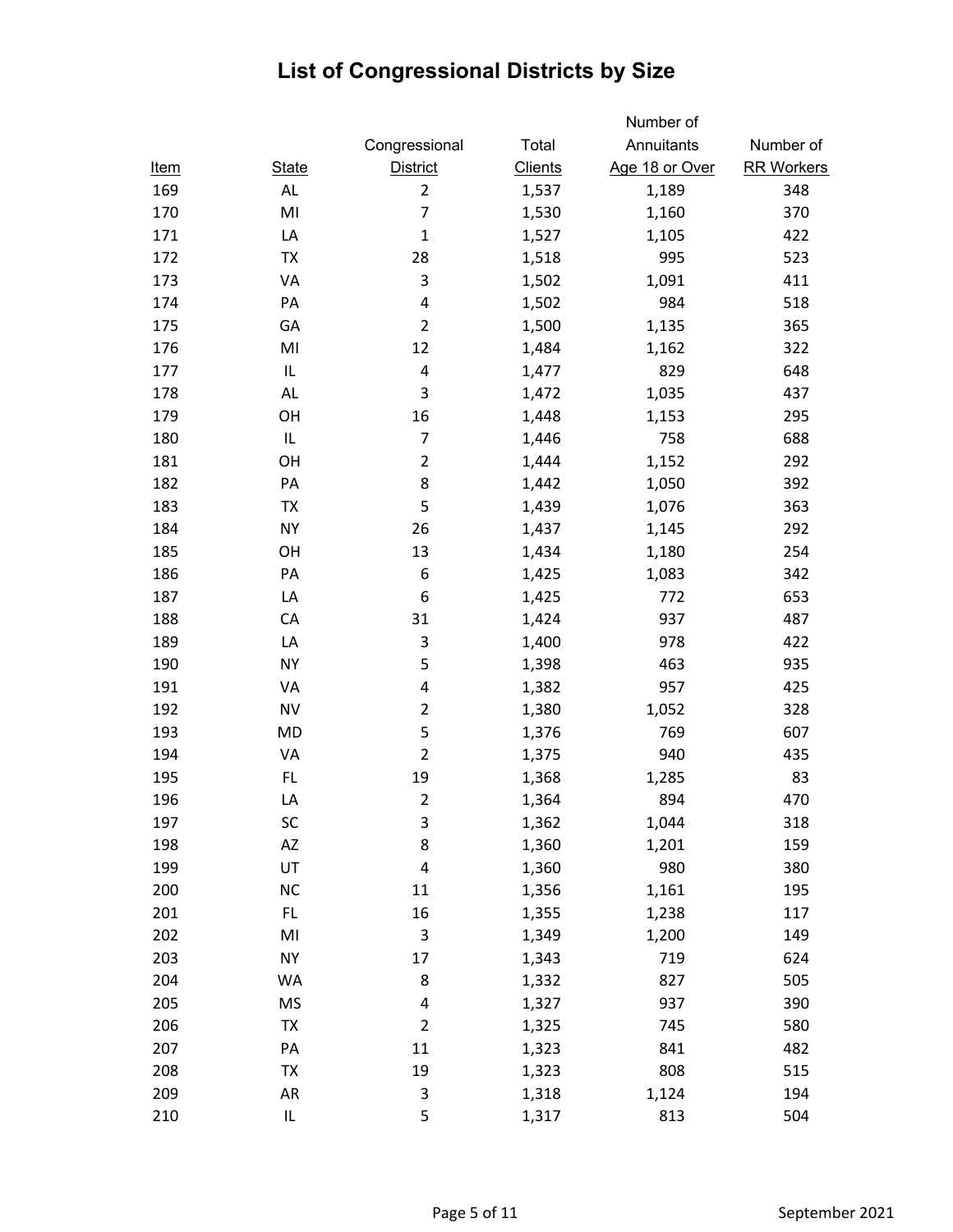# List of Congressional Districts by Size

| Item | State | Congressional District | Total Clients | Number of Annuitants Age 18 or Over | Number of RR Workers |
|---|---|---|---|---|---|
| 169 | AL | 2 | 1,537 | 1,189 | 348 |
| 170 | MI | 7 | 1,530 | 1,160 | 370 |
| 171 | LA | 1 | 1,527 | 1,105 | 422 |
| 172 | TX | 28 | 1,518 | 995 | 523 |
| 173 | VA | 3 | 1,502 | 1,091 | 411 |
| 174 | PA | 4 | 1,502 | 984 | 518 |
| 175 | GA | 2 | 1,500 | 1,135 | 365 |
| 176 | MI | 12 | 1,484 | 1,162 | 322 |
| 177 | IL | 4 | 1,477 | 829 | 648 |
| 178 | AL | 3 | 1,472 | 1,035 | 437 |
| 179 | OH | 16 | 1,448 | 1,153 | 295 |
| 180 | IL | 7 | 1,446 | 758 | 688 |
| 181 | OH | 2 | 1,444 | 1,152 | 292 |
| 182 | PA | 8 | 1,442 | 1,050 | 392 |
| 183 | TX | 5 | 1,439 | 1,076 | 363 |
| 184 | NY | 26 | 1,437 | 1,145 | 292 |
| 185 | OH | 13 | 1,434 | 1,180 | 254 |
| 186 | PA | 6 | 1,425 | 1,083 | 342 |
| 187 | LA | 6 | 1,425 | 772 | 653 |
| 188 | CA | 31 | 1,424 | 937 | 487 |
| 189 | LA | 3 | 1,400 | 978 | 422 |
| 190 | NY | 5 | 1,398 | 463 | 935 |
| 191 | VA | 4 | 1,382 | 957 | 425 |
| 192 | NV | 2 | 1,380 | 1,052 | 328 |
| 193 | MD | 5 | 1,376 | 769 | 607 |
| 194 | VA | 2 | 1,375 | 940 | 435 |
| 195 | FL | 19 | 1,368 | 1,285 | 83 |
| 196 | LA | 2 | 1,364 | 894 | 470 |
| 197 | SC | 3 | 1,362 | 1,044 | 318 |
| 198 | AZ | 8 | 1,360 | 1,201 | 159 |
| 199 | UT | 4 | 1,360 | 980 | 380 |
| 200 | NC | 11 | 1,356 | 1,161 | 195 |
| 201 | FL | 16 | 1,355 | 1,238 | 117 |
| 202 | MI | 3 | 1,349 | 1,200 | 149 |
| 203 | NY | 17 | 1,343 | 719 | 624 |
| 204 | WA | 8 | 1,332 | 827 | 505 |
| 205 | MS | 4 | 1,327 | 937 | 390 |
| 206 | TX | 2 | 1,325 | 745 | 580 |
| 207 | PA | 11 | 1,323 | 841 | 482 |
| 208 | TX | 19 | 1,323 | 808 | 515 |
| 209 | AR | 3 | 1,318 | 1,124 | 194 |
| 210 | IL | 5 | 1,317 | 813 | 504 |

September 2021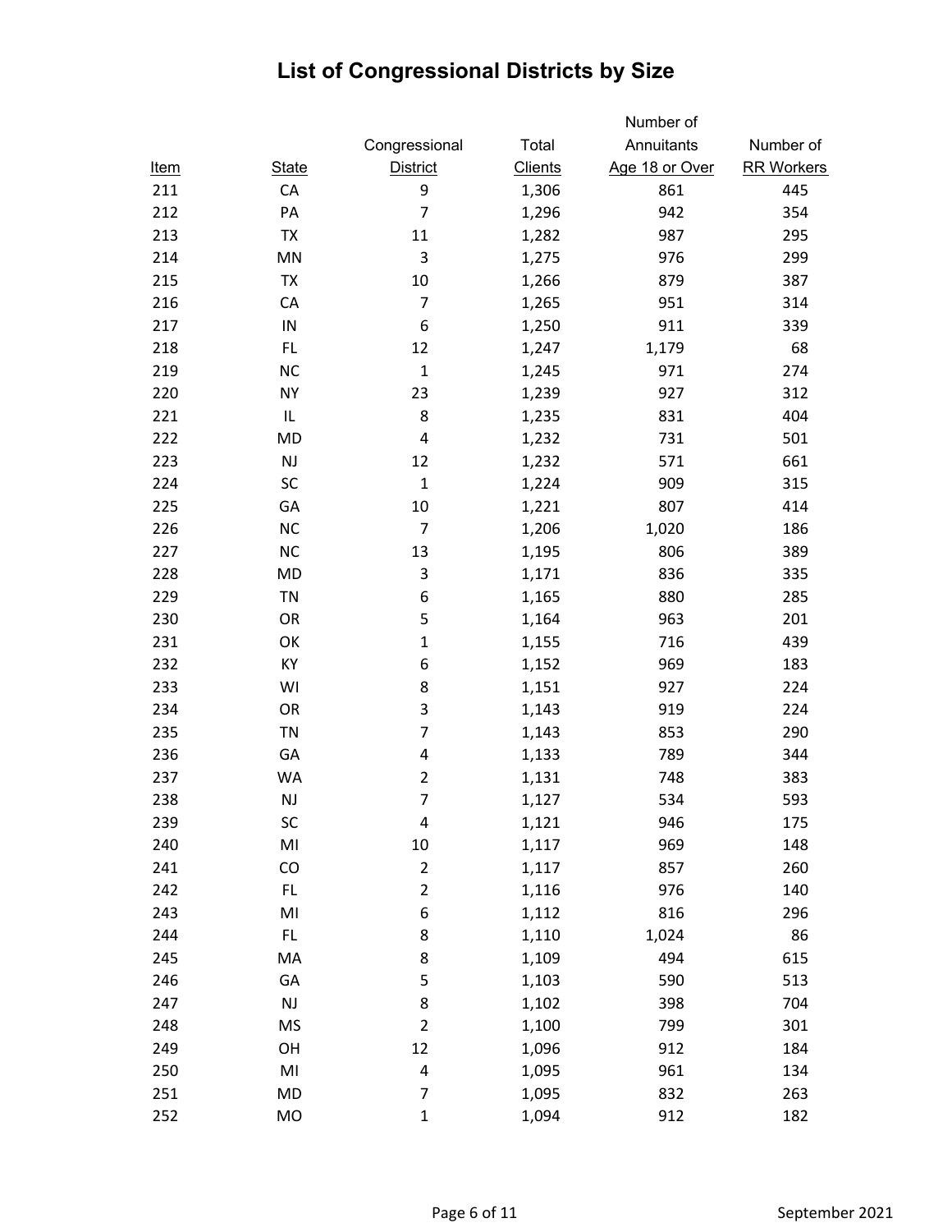# List of Congressional Districts by Size

| Item | State | Congressional District | Total Clients | Number of Annuitants Age 18 or Over | Number of RR Workers |
|---|---|---|---|---|---|
| 211 | CA | 9 | 1,306 | 861 | 445 |
| 212 | PA | 7 | 1,296 | 942 | 354 |
| 213 | TX | 11 | 1,282 | 987 | 295 |
| 214 | MN | 3 | 1,275 | 976 | 299 |
| 215 | TX | 10 | 1,266 | 879 | 387 |
| 216 | CA | 7 | 1,265 | 951 | 314 |
| 217 | IN | 6 | 1,250 | 911 | 339 |
| 218 | FL | 12 | 1,247 | 1,179 | 68 |
| 219 | NC | 1 | 1,245 | 971 | 274 |
| 220 | NY | 23 | 1,239 | 927 | 312 |
| 221 | IL | 8 | 1,235 | 831 | 404 |
| 222 | MD | 4 | 1,232 | 731 | 501 |
| 223 | NJ | 12 | 1,232 | 571 | 661 |
| 224 | SC | 1 | 1,224 | 909 | 315 |
| 225 | GA | 10 | 1,221 | 807 | 414 |
| 226 | NC | 7 | 1,206 | 1,020 | 186 |
| 227 | NC | 13 | 1,195 | 806 | 389 |
| 228 | MD | 3 | 1,171 | 836 | 335 |
| 229 | TN | 6 | 1,165 | 880 | 285 |
| 230 | OR | 5 | 1,164 | 963 | 201 |
| 231 | OK | 1 | 1,155 | 716 | 439 |
| 232 | KY | 6 | 1,152 | 969 | 183 |
| 233 | WI | 8 | 1,151 | 927 | 224 |
| 234 | OR | 3 | 1,143 | 919 | 224 |
| 235 | TN | 7 | 1,143 | 853 | 290 |
| 236 | GA | 4 | 1,133 | 789 | 344 |
| 237 | WA | 2 | 1,131 | 748 | 383 |
| 238 | NJ | 7 | 1,127 | 534 | 593 |
| 239 | SC | 4 | 1,121 | 946 | 175 |
| 240 | MI | 10 | 1,117 | 969 | 148 |
| 241 | CO | 2 | 1,117 | 857 | 260 |
| 242 | FL | 2 | 1,116 | 976 | 140 |
| 243 | MI | 6 | 1,112 | 816 | 296 |
| 244 | FL | 8 | 1,110 | 1,024 | 86 |
| 245 | MA | 8 | 1,109 | 494 | 615 |
| 246 | GA | 5 | 1,103 | 590 | 513 |
| 247 | NJ | 8 | 1,102 | 398 | 704 |
| 248 | MS | 2 | 1,100 | 799 | 301 |
| 249 | OH | 12 | 1,096 | 912 | 184 |
| 250 | MI | 4 | 1,095 | 961 | 134 |
| 251 | MD | 7 | 1,095 | 832 | 263 |
| 252 | MO | 1 | 1,094 | 912 | 182 |

September 2021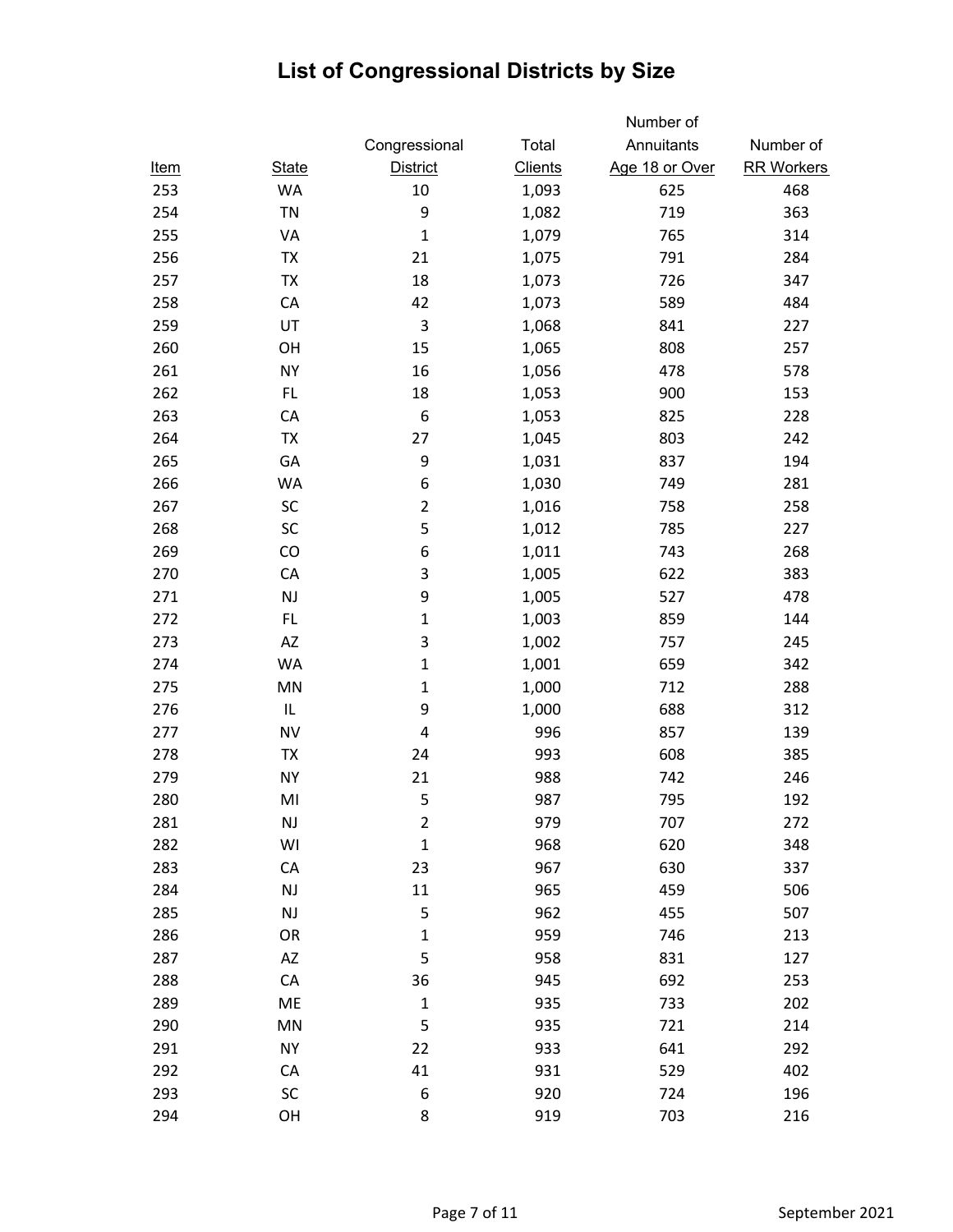# List of Congressional Districts by Size

| Item | State | Congressional District | Total Clients | Number of Annuitants Age 18 or Over | Number of RR Workers |
|---|---|---|---|---|---|
| 253 | WA | 10 | 1,093 | 625 | 468 |
| 254 | TN | 9 | 1,082 | 719 | 363 |
| 255 | VA | 1 | 1,079 | 765 | 314 |
| 256 | TX | 21 | 1,075 | 791 | 284 |
| 257 | TX | 18 | 1,073 | 726 | 347 |
| 258 | CA | 42 | 1,073 | 589 | 484 |
| 259 | UT | 3 | 1,068 | 841 | 227 |
| 260 | OH | 15 | 1,065 | 808 | 257 |
| 261 | NY | 16 | 1,056 | 478 | 578 |
| 262 | FL | 18 | 1,053 | 900 | 153 |
| 263 | CA | 6 | 1,053 | 825 | 228 |
| 264 | TX | 27 | 1,045 | 803 | 242 |
| 265 | GA | 9 | 1,031 | 837 | 194 |
| 266 | WA | 6 | 1,030 | 749 | 281 |
| 267 | SC | 2 | 1,016 | 758 | 258 |
| 268 | SC | 5 | 1,012 | 785 | 227 |
| 269 | CO | 6 | 1,011 | 743 | 268 |
| 270 | CA | 3 | 1,005 | 622 | 383 |
| 271 | NJ | 9 | 1,005 | 527 | 478 |
| 272 | FL | 1 | 1,003 | 859 | 144 |
| 273 | AZ | 3 | 1,002 | 757 | 245 |
| 274 | WA | 1 | 1,001 | 659 | 342 |
| 275 | MN | 1 | 1,000 | 712 | 288 |
| 276 | IL | 9 | 1,000 | 688 | 312 |
| 277 | NV | 4 | 996 | 857 | 139 |
| 278 | TX | 24 | 993 | 608 | 385 |
| 279 | NY | 21 | 988 | 742 | 246 |
| 280 | MI | 5 | 987 | 795 | 192 |
| 281 | NJ | 2 | 979 | 707 | 272 |
| 282 | WI | 1 | 968 | 620 | 348 |
| 283 | CA | 23 | 967 | 630 | 337 |
| 284 | NJ | 11 | 965 | 459 | 506 |
| 285 | NJ | 5 | 962 | 455 | 507 |
| 286 | OR | 1 | 959 | 746 | 213 |
| 287 | AZ | 5 | 958 | 831 | 127 |
| 288 | CA | 36 | 945 | 692 | 253 |
| 289 | ME | 1 | 935 | 733 | 202 |
| 290 | MN | 5 | 935 | 721 | 214 |
| 291 | NY | 22 | 933 | 641 | 292 |
| 292 | CA | 41 | 931 | 529 | 402 |
| 293 | SC | 6 | 920 | 724 | 196 |
| 294 | OH | 8 | 919 | 703 | 216 |

September 2021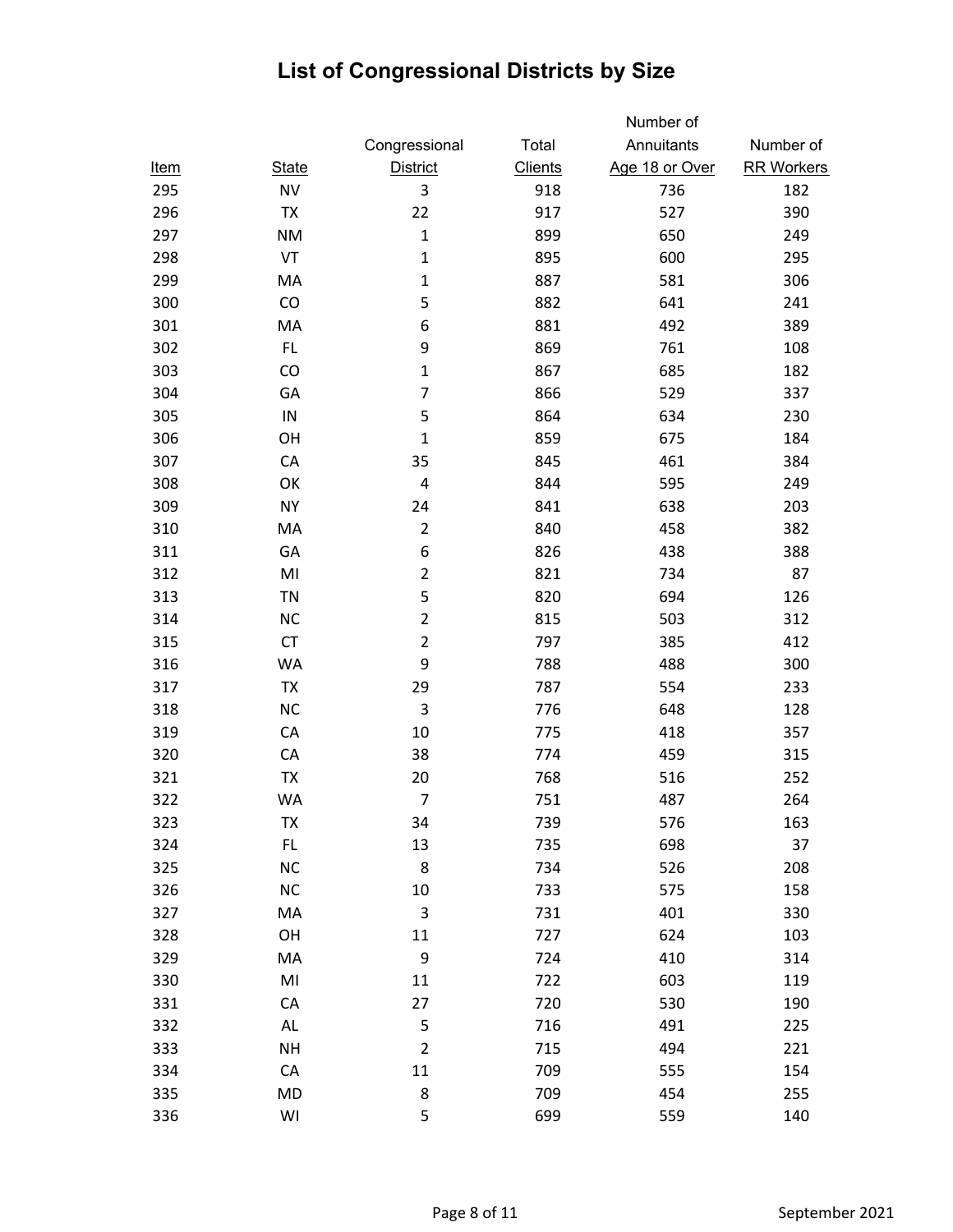# List of Congressional Districts by Size

| Item | State | Congressional District | Total Clients | Number of Annuitants Age 18 or Over | Number of RR Workers |
|---|---|---|---|---|---|
| 295 | NV | 3 | 918 | 736 | 182 |
| 296 | TX | 22 | 917 | 527 | 390 |
| 297 | NM | 1 | 899 | 650 | 249 |
| 298 | VT | 1 | 895 | 600 | 295 |
| 299 | MA | 1 | 887 | 581 | 306 |
| 300 | CO | 5 | 882 | 641 | 241 |
| 301 | MA | 6 | 881 | 492 | 389 |
| 302 | FL | 9 | 869 | 761 | 108 |
| 303 | CO | 1 | 867 | 685 | 182 |
| 304 | GA | 7 | 866 | 529 | 337 |
| 305 | IN | 5 | 864 | 634 | 230 |
| 306 | OH | 1 | 859 | 675 | 184 |
| 307 | CA | 35 | 845 | 461 | 384 |
| 308 | OK | 4 | 844 | 595 | 249 |
| 309 | NY | 24 | 841 | 638 | 203 |
| 310 | MA | 2 | 840 | 458 | 382 |
| 311 | GA | 6 | 826 | 438 | 388 |
| 312 | MI | 2 | 821 | 734 | 87 |
| 313 | TN | 5 | 820 | 694 | 126 |
| 314 | NC | 2 | 815 | 503 | 312 |
| 315 | CT | 2 | 797 | 385 | 412 |
| 316 | WA | 9 | 788 | 488 | 300 |
| 317 | TX | 29 | 787 | 554 | 233 |
| 318 | NC | 3 | 776 | 648 | 128 |
| 319 | CA | 10 | 775 | 418 | 357 |
| 320 | CA | 38 | 774 | 459 | 315 |
| 321 | TX | 20 | 768 | 516 | 252 |
| 322 | WA | 7 | 751 | 487 | 264 |
| 323 | TX | 34 | 739 | 576 | 163 |
| 324 | FL | 13 | 735 | 698 | 37 |
| 325 | NC | 8 | 734 | 526 | 208 |
| 326 | NC | 10 | 733 | 575 | 158 |
| 327 | MA | 3 | 731 | 401 | 330 |
| 328 | OH | 11 | 727 | 624 | 103 |
| 329 | MA | 9 | 724 | 410 | 314 |
| 330 | MI | 11 | 722 | 603 | 119 |
| 331 | CA | 27 | 720 | 530 | 190 |
| 332 | AL | 5 | 716 | 491 | 225 |
| 333 | NH | 2 | 715 | 494 | 221 |
| 334 | CA | 11 | 709 | 555 | 154 |
| 335 | MD | 8 | 709 | 454 | 255 |
| 336 | WI | 5 | 699 | 559 | 140 |

September 2021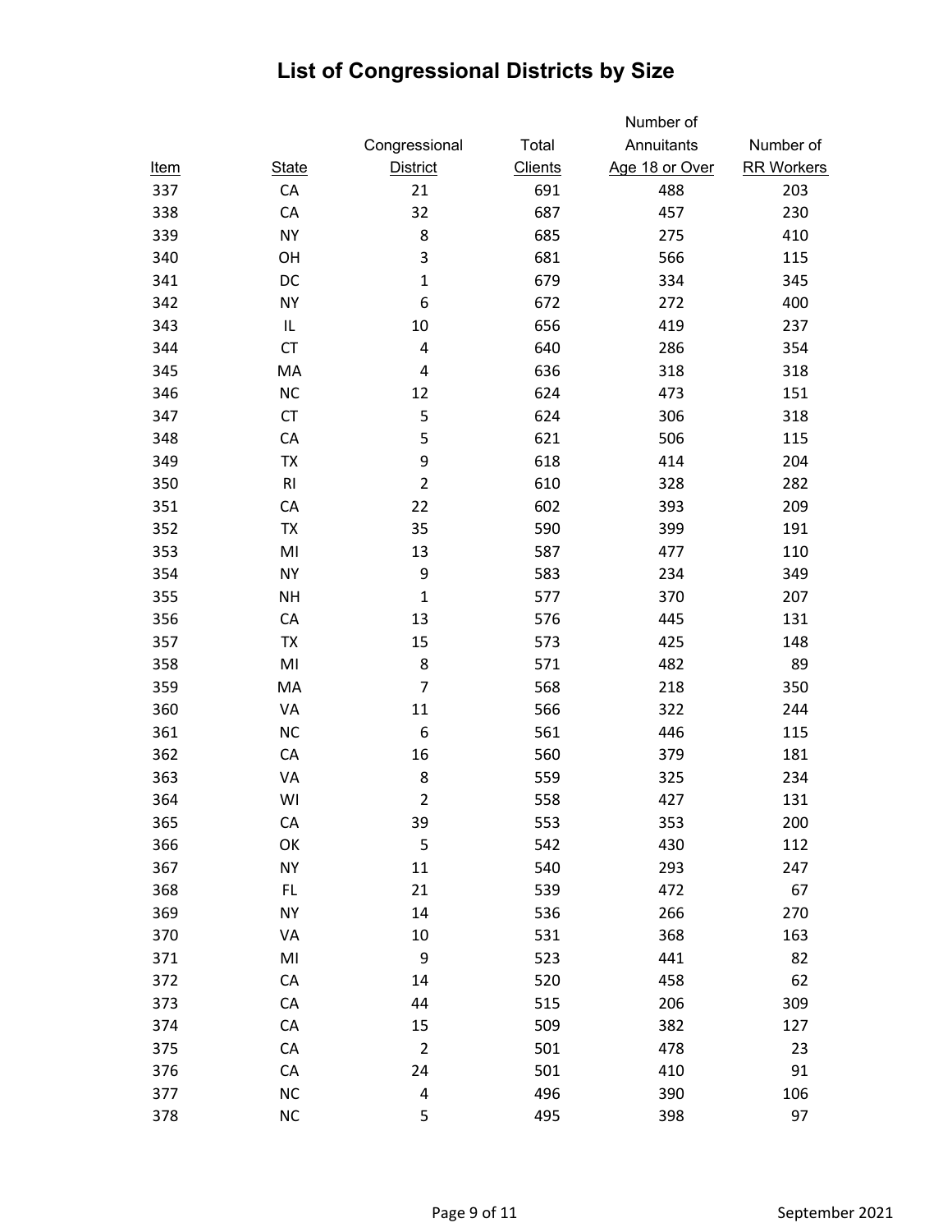# List of Congressional Districts by Size

| Item | State | Congressional District | Total Clients | Number of Annuitants Age 18 or Over | Number of RR Workers |
|---|---|---|---|---|---|
| 337 | CA | 21 | 691 | 488 | 203 |
| 338 | CA | 32 | 687 | 457 | 230 |
| 339 | NY | 8 | 685 | 275 | 410 |
| 340 | OH | 3 | 681 | 566 | 115 |
| 341 | DC | 1 | 679 | 334 | 345 |
| 342 | NY | 6 | 672 | 272 | 400 |
| 343 | IL | 10 | 656 | 419 | 237 |
| 344 | CT | 4 | 640 | 286 | 354 |
| 345 | MA | 4 | 636 | 318 | 318 |
| 346 | NC | 12 | 624 | 473 | 151 |
| 347 | CT | 5 | 624 | 306 | 318 |
| 348 | CA | 5 | 621 | 506 | 115 |
| 349 | TX | 9 | 618 | 414 | 204 |
| 350 | RI | 2 | 610 | 328 | 282 |
| 351 | CA | 22 | 602 | 393 | 209 |
| 352 | TX | 35 | 590 | 399 | 191 |
| 353 | MI | 13 | 587 | 477 | 110 |
| 354 | NY | 9 | 583 | 234 | 349 |
| 355 | NH | 1 | 577 | 370 | 207 |
| 356 | CA | 13 | 576 | 445 | 131 |
| 357 | TX | 15 | 573 | 425 | 148 |
| 358 | MI | 8 | 571 | 482 | 89 |
| 359 | MA | 7 | 568 | 218 | 350 |
| 360 | VA | 11 | 566 | 322 | 244 |
| 361 | NC | 6 | 561 | 446 | 115 |
| 362 | CA | 16 | 560 | 379 | 181 |
| 363 | VA | 8 | 559 | 325 | 234 |
| 364 | WI | 2 | 558 | 427 | 131 |
| 365 | CA | 39 | 553 | 353 | 200 |
| 366 | OK | 5 | 542 | 430 | 112 |
| 367 | NY | 11 | 540 | 293 | 247 |
| 368 | FL | 21 | 539 | 472 | 67 |
| 369 | NY | 14 | 536 | 266 | 270 |
| 370 | VA | 10 | 531 | 368 | 163 |
| 371 | MI | 9 | 523 | 441 | 82 |
| 372 | CA | 14 | 520 | 458 | 62 |
| 373 | CA | 44 | 515 | 206 | 309 |
| 374 | CA | 15 | 509 | 382 | 127 |
| 375 | CA | 2 | 501 | 478 | 23 |
| 376 | CA | 24 | 501 | 410 | 91 |
| 377 | NC | 4 | 496 | 390 | 106 |
| 378 | NC | 5 | 495 | 398 | 97 |

September 2021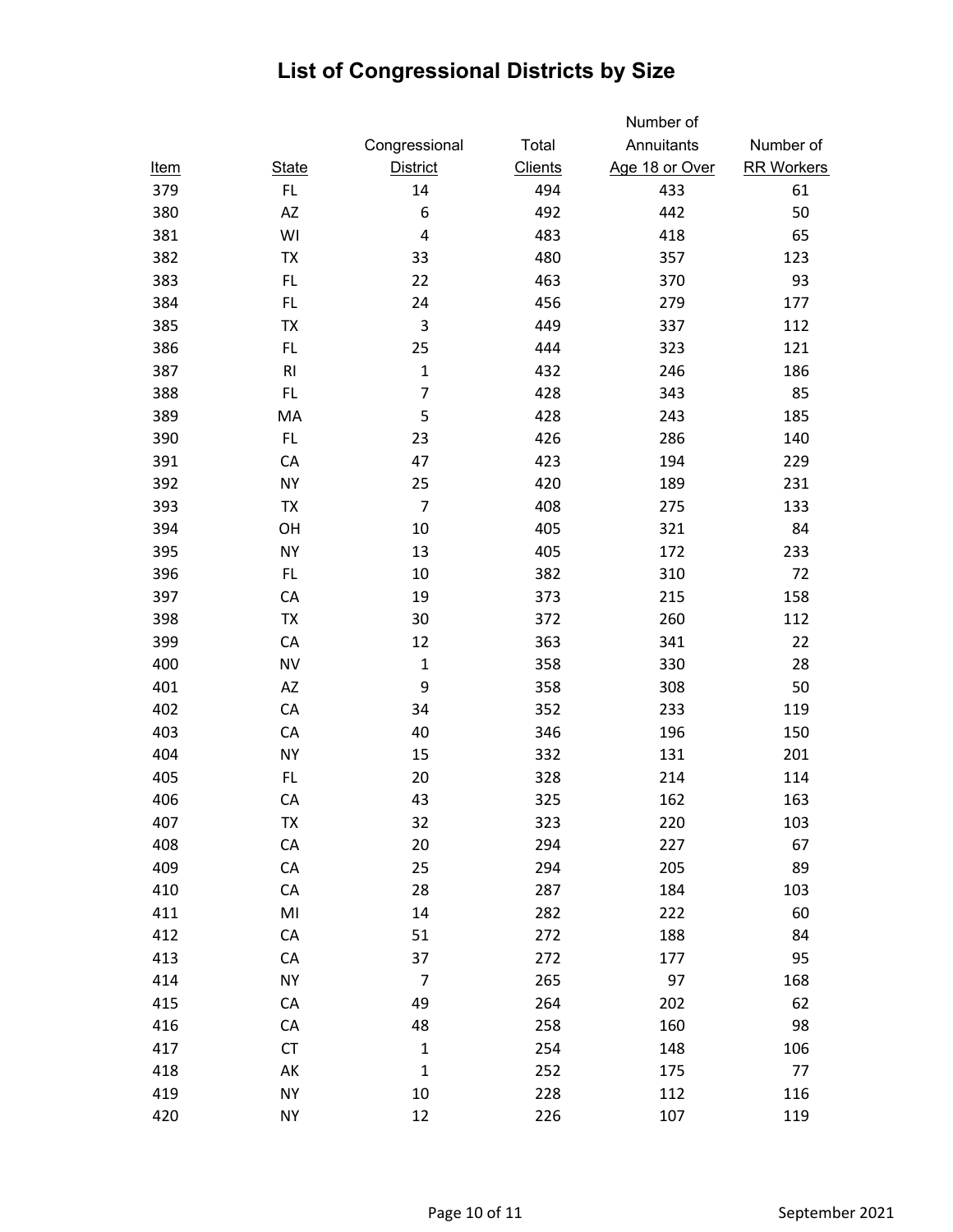# List of Congressional Districts by Size

| Item | State | Congressional District | Total Clients | Number of Annuitants Age 18 or Over | Number of RR Workers |
|---|---|---|---|---|---|
| 379 | FL | 14 | 494 | 433 | 61 |
| 380 | AZ | 6 | 492 | 442 | 50 |
| 381 | WI | 4 | 483 | 418 | 65 |
| 382 | TX | 33 | 480 | 357 | 123 |
| 383 | FL | 22 | 463 | 370 | 93 |
| 384 | FL | 24 | 456 | 279 | 177 |
| 385 | TX | 3 | 449 | 337 | 112 |
| 386 | FL | 25 | 444 | 323 | 121 |
| 387 | RI | 1 | 432 | 246 | 186 |
| 388 | FL | 7 | 428 | 343 | 85 |
| 389 | MA | 5 | 428 | 243 | 185 |
| 390 | FL | 23 | 426 | 286 | 140 |
| 391 | CA | 47 | 423 | 194 | 229 |
| 392 | NY | 25 | 420 | 189 | 231 |
| 393 | TX | 7 | 408 | 275 | 133 |
| 394 | OH | 10 | 405 | 321 | 84 |
| 395 | NY | 13 | 405 | 172 | 233 |
| 396 | FL | 10 | 382 | 310 | 72 |
| 397 | CA | 19 | 373 | 215 | 158 |
| 398 | TX | 30 | 372 | 260 | 112 |
| 399 | CA | 12 | 363 | 341 | 22 |
| 400 | NV | 1 | 358 | 330 | 28 |
| 401 | AZ | 9 | 358 | 308 | 50 |
| 402 | CA | 34 | 352 | 233 | 119 |
| 403 | CA | 40 | 346 | 196 | 150 |
| 404 | NY | 15 | 332 | 131 | 201 |
| 405 | FL | 20 | 328 | 214 | 114 |
| 406 | CA | 43 | 325 | 162 | 163 |
| 407 | TX | 32 | 323 | 220 | 103 |
| 408 | CA | 20 | 294 | 227 | 67 |
| 409 | CA | 25 | 294 | 205 | 89 |
| 410 | CA | 28 | 287 | 184 | 103 |
| 411 | MI | 14 | 282 | 222 | 60 |
| 412 | CA | 51 | 272 | 188 | 84 |
| 413 | CA | 37 | 272 | 177 | 95 |
| 414 | NY | 7 | 265 | 97 | 168 |
| 415 | CA | 49 | 264 | 202 | 62 |
| 416 | CA | 48 | 258 | 160 | 98 |
| 417 | CT | 1 | 254 | 148 | 106 |
| 418 | AK | 1 | 252 | 175 | 77 |
| 419 | NY | 10 | 228 | 112 | 116 |
| 420 | NY | 12 | 226 | 107 | 119 |

September 2021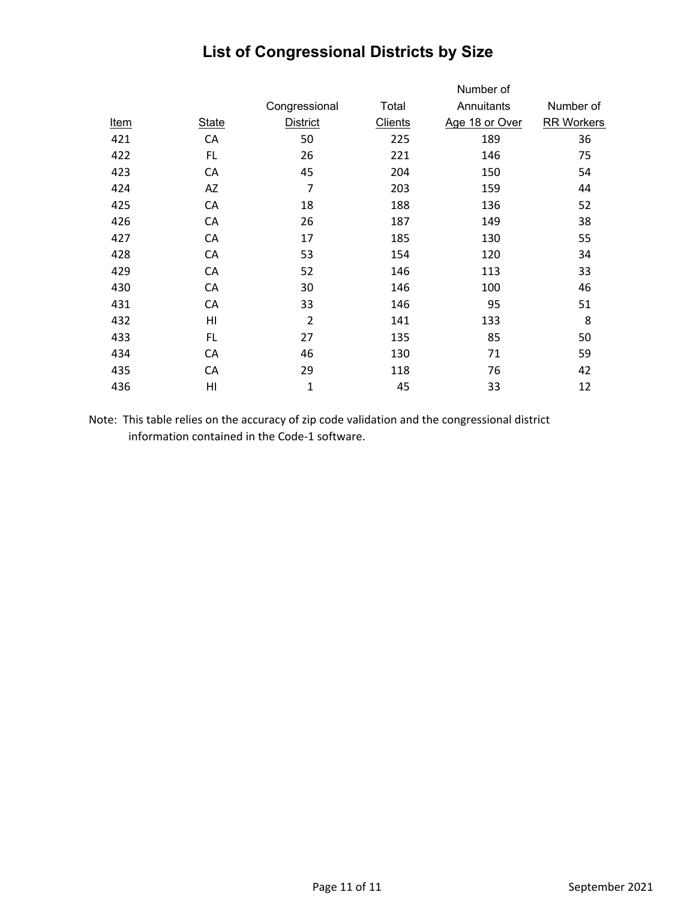# List of Congressional Districts by Size

| Item | State | Congressional District | Total Clients | Number of Annuitants Age 18 or Over | Number of RR Workers |
|---|---|---|---|---|---|
| 421 | CA | 50 | 225 | 189 | 36 |
| 422 | FL | 26 | 221 | 146 | 75 |
| 423 | CA | 45 | 204 | 150 | 54 |
| 424 | AZ | 7 | 203 | 159 | 44 |
| 425 | CA | 18 | 188 | 136 | 52 |
| 426 | CA | 26 | 187 | 149 | 38 |
| 427 | CA | 17 | 185 | 130 | 55 |
| 428 | CA | 53 | 154 | 120 | 34 |
| 429 | CA | 52 | 146 | 113 | 33 |
| 430 | CA | 30 | 146 | 100 | 46 |
| 431 | CA | 33 | 146 | 95 | 51 |
| 432 | HI | 2 | 141 | 133 | 8 |
| 433 | FL | 27 | 135 | 85 | 50 |
| 434 | CA | 46 | 130 | 71 | 59 |
| 435 | CA | 29 | 118 | 76 | 42 |
| 436 | HI | 1 | 45 | 33 | 12 |

Note: This table relies on the accuracy of zip code validation and the congressional district information contained in the Code-1 software.